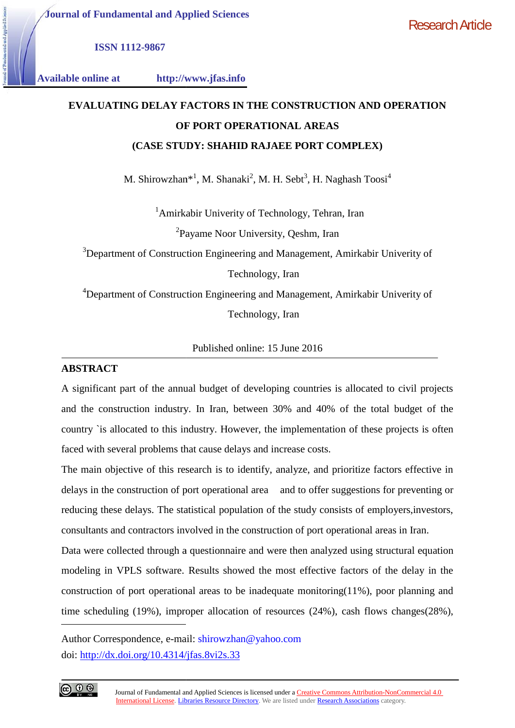Journal of Fundamental and Applied Sciences

ISSN 1112-9867

Available online at http://www.jfas.info

Research Article

# EVALUATING DELAY FACTORS IN THE CONSTRUCTION AND OPERATION OF PORT OPERATIONAL AREAS (CASE STUDY: SHAHID RAJAEE PORT COMPLEX)

M. Shirowzhan*[1], M. Shanaki[2], M. H. Sebt[3], H. Naghash Toosi[4]

[1]Amirkabir Univerity of Technology, Tehran, Iran

[2]Payame Noor University, Qeshm, Iran

[3]Department of Construction Engineering and Management, Amirkabir Univerity of Technology, Iran

[4]Department of Construction Engineering and Management, Amirkabir Univerity of Technology, Iran

Published online: 15 June 2016

## ABSTRACT

A significant part of the annual budget of developing countries is allocated to civil projects and the construction industry. In Iran, between 30% and 40% of the total budget of the country `is allocated to this industry. However, the implementation of these projects is often faced with several problems that cause delays and increase costs.

The main objective of this research is to identify, analyze, and prioritize factors effective in delays in the construction of port operational area and to offer suggestions for preventing or reducing these delays. The statistical population of the study consists of employers,investors, consultants and contractors involved in the construction of port operational areas in Iran.

Data were collected through a questionnaire and were then analyzed using structural equation modeling in VPLS software. Results showed the most effective factors of the delay in the construction of port operational areas to be inadequate monitoring(11%), poor planning and time scheduling (19%), improper allocation of resources (24%), cash flows changes(28%),

Author Correspondence, e-mail: shirowzhan@yahoo.com

doi: http://dx.doi.org/10.4314/jfas.8vi2s.33

Journal of Fundamental and Applied Sciences is licensed under a Creative Commons Attribution-NonCommercial 4.0 International License. Libraries Resource Directory. We are listed under Research Associations category.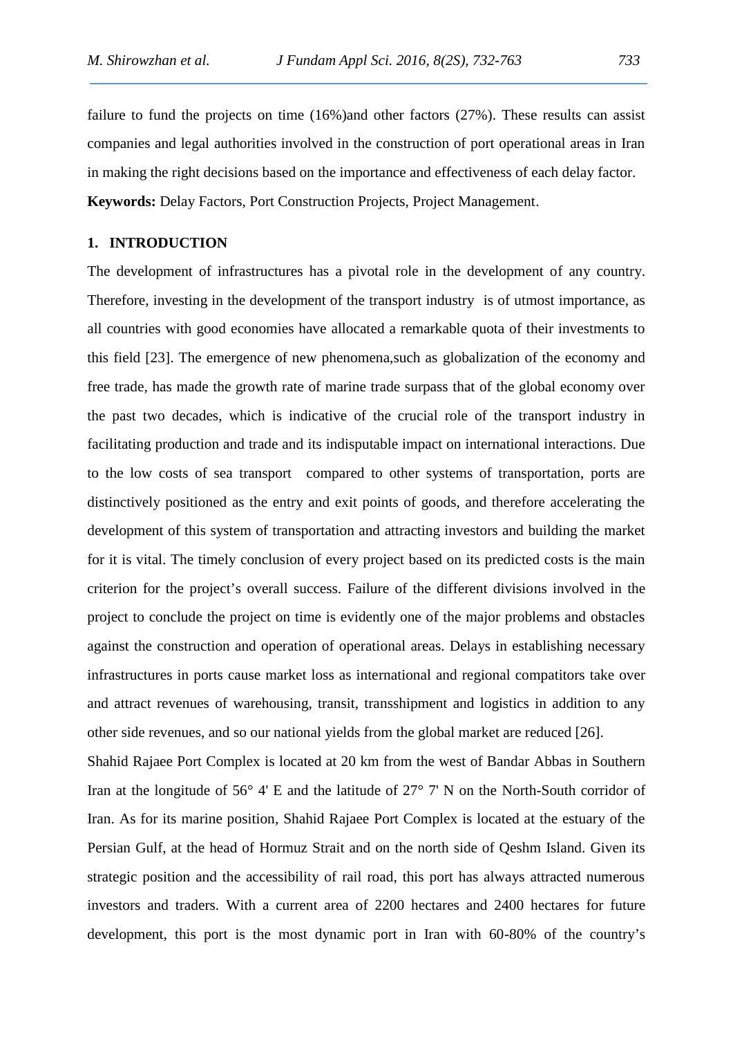failure to fund the projects on time (16%)and other factors (27%). These results can assist companies and legal authorities involved in the construction of port operational areas in Iran in making the right decisions based on the importance and effectiveness of each delay factor.

**Keywords:** Delay Factors, Port Construction Projects, Project Management.

## 1. INTRODUCTION

The development of infrastructures has a pivotal role in the development of any country. Therefore, investing in the development of the transport industry is of utmost importance, as all countries with good economies have allocated a remarkable quota of their investments to this field [23]. The emergence of new phenomena,such as globalization of the economy and free trade, has made the growth rate of marine trade surpass that of the global economy over the past two decades, which is indicative of the crucial role of the transport industry in facilitating production and trade and its indisputable impact on international interactions. Due to the low costs of sea transport compared to other systems of transportation, ports are distinctively positioned as the entry and exit points of goods, and therefore accelerating the development of this system of transportation and attracting investors and building the market for it is vital. The timely conclusion of every project based on its predicted costs is the main criterion for the project's overall success. Failure of the different divisions involved in the project to conclude the project on time is evidently one of the major problems and obstacles against the construction and operation of operational areas. Delays in establishing necessary infrastructures in ports cause market loss as international and regional compatitors take over and attract revenues of warehousing, transit, transshipment and logistics in addition to any other side revenues, and so our national yields from the global market are reduced [26].

Shahid Rajaee Port Complex is located at 20 km from the west of Bandar Abbas in Southern Iran at the longitude of 56° 4' E and the latitude of 27° 7' N on the North-South corridor of Iran. As for its marine position, Shahid Rajaee Port Complex is located at the estuary of the Persian Gulf, at the head of Hormuz Strait and on the north side of Qeshm Island. Given its strategic position and the accessibility of rail road, this port has always attracted numerous investors and traders. With a current area of 2200 hectares and 2400 hectares for future development, this port is the most dynamic port in Iran with 60-80% of the country's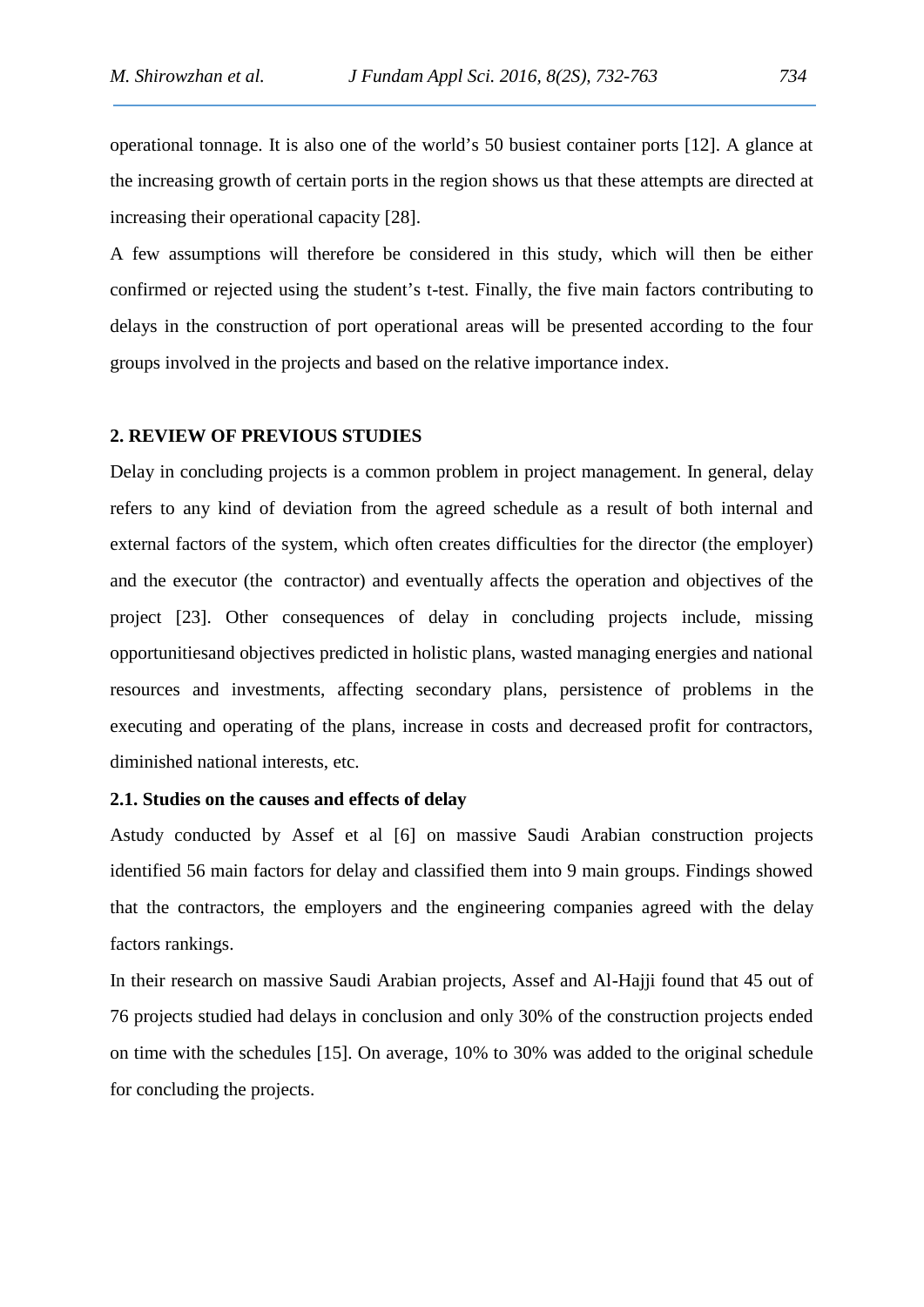operational tonnage. It is also one of the world's 50 busiest container ports [12]. A glance at the increasing growth of certain ports in the region shows us that these attempts are directed at increasing their operational capacity [28].

A few assumptions will therefore be considered in this study, which will then be either confirmed or rejected using the student's t-test. Finally, the five main factors contributing to delays in the construction of port operational areas will be presented according to the four groups involved in the projects and based on the relative importance index.

## 2. REVIEW OF PREVIOUS STUDIES

Delay in concluding projects is a common problem in project management. In general, delay refers to any kind of deviation from the agreed schedule as a result of both internal and external factors of the system, which often creates difficulties for the director (the employer) and the executor (the contractor) and eventually affects the operation and objectives of the project [23]. Other consequences of delay in concluding projects include, missing opportunitiesand objectives predicted in holistic plans, wasted managing energies and national resources and investments, affecting secondary plans, persistence of problems in the executing and operating of the plans, increase in costs and decreased profit for contractors, diminished national interests, etc.

### 2.1. Studies on the causes and effects of delay

Astudy conducted by Assef et al [6] on massive Saudi Arabian construction projects identified 56 main factors for delay and classified them into 9 main groups. Findings showed that the contractors, the employers and the engineering companies agreed with the delay factors rankings.

In their research on massive Saudi Arabian projects, Assef and Al-Hajji found that 45 out of 76 projects studied had delays in conclusion and only 30% of the construction projects ended on time with the schedules [15]. On average, 10% to 30% was added to the original schedule for concluding the projects.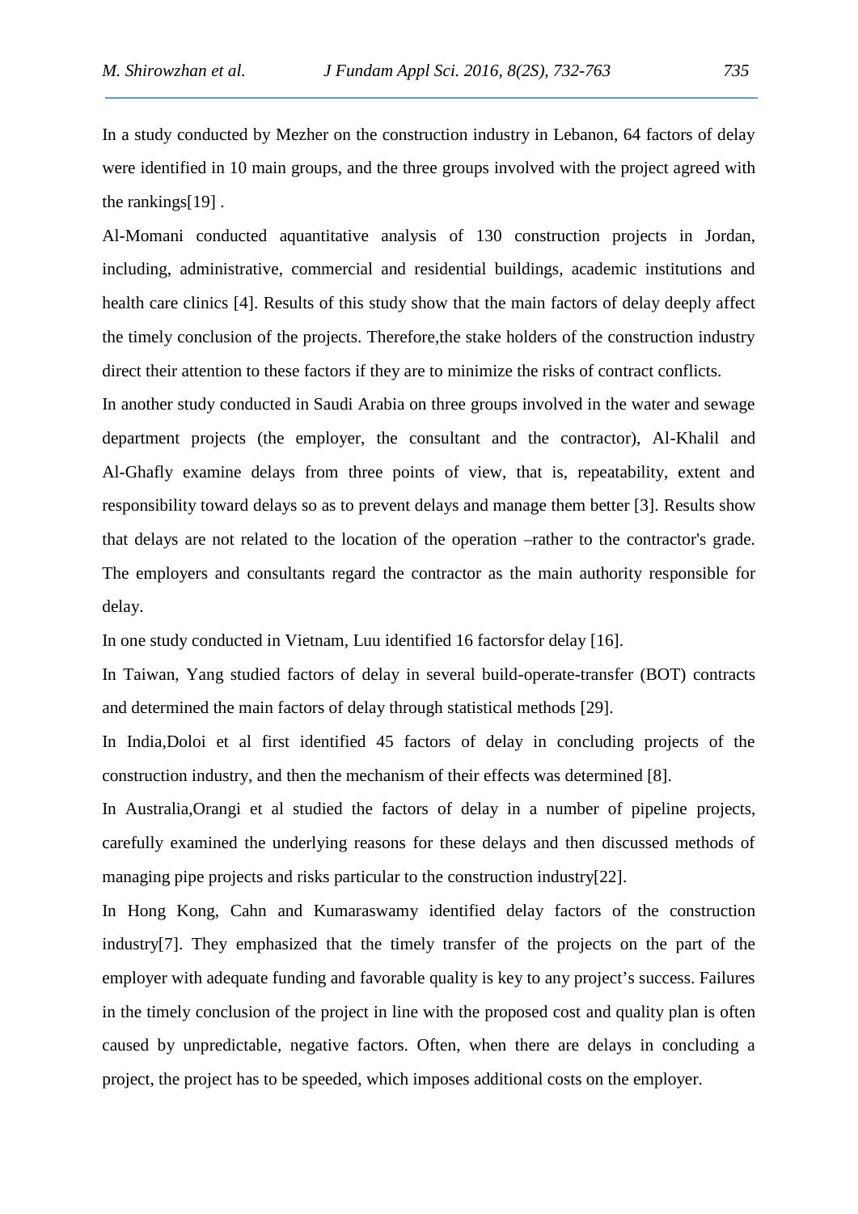In a study conducted by Mezher on the construction industry in Lebanon, 64 factors of delay were identified in 10 main groups, and the three groups involved with the project agreed with the rankings[19] .

Al-Momani conducted aquantitative analysis of 130 construction projects in Jordan, including, administrative, commercial and residential buildings, academic institutions and health care clinics [4]. Results of this study show that the main factors of delay deeply affect the timely conclusion of the projects. Therefore,the stake holders of the construction industry direct their attention to these factors if they are to minimize the risks of contract conflicts.

In another study conducted in Saudi Arabia on three groups involved in the water and sewage department projects (the employer, the consultant and the contractor), Al-Khalil and Al-Ghafly examine delays from three points of view, that is, repeatability, extent and responsibility toward delays so as to prevent delays and manage them better [3]. Results show that delays are not related to the location of the operation –rather to the contractor's grade. The employers and consultants regard the contractor as the main authority responsible for delay.

In one study conducted in Vietnam, Luu identified 16 factorsfor delay [16].

In Taiwan, Yang studied factors of delay in several build-operate-transfer (BOT) contracts and determined the main factors of delay through statistical methods [29].

In India,Doloi et al first identified 45 factors of delay in concluding projects of the construction industry, and then the mechanism of their effects was determined [8].

In Australia,Orangi et al studied the factors of delay in a number of pipeline projects, carefully examined the underlying reasons for these delays and then discussed methods of managing pipe projects and risks particular to the construction industry[22].

In Hong Kong, Cahn and Kumaraswamy identified delay factors of the construction industry[7]. They emphasized that the timely transfer of the projects on the part of the employer with adequate funding and favorable quality is key to any project's success. Failures in the timely conclusion of the project in line with the proposed cost and quality plan is often caused by unpredictable, negative factors. Often, when there are delays in concluding a project, the project has to be speeded, which imposes additional costs on the employer.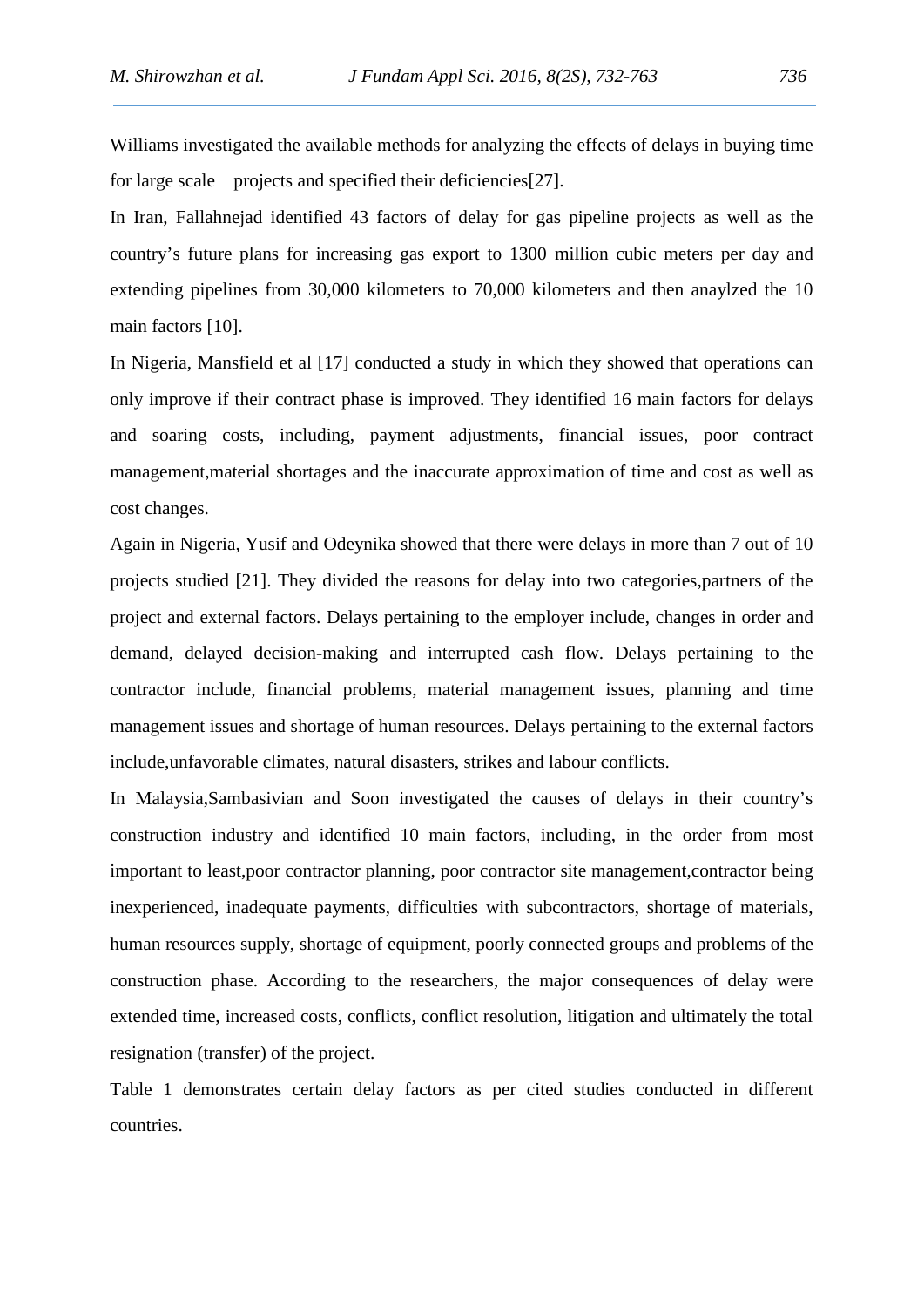Williams investigated the available methods for analyzing the effects of delays in buying time for large scale projects and specified their deficiencies[27].

In Iran, Fallahnejad identified 43 factors of delay for gas pipeline projects as well as the country's future plans for increasing gas export to 1300 million cubic meters per day and extending pipelines from 30,000 kilometers to 70,000 kilometers and then anaylzed the 10 main factors [10].

In Nigeria, Mansfield et al [17] conducted a study in which they showed that operations can only improve if their contract phase is improved. They identified 16 main factors for delays and soaring costs, including, payment adjustments, financial issues, poor contract management,material shortages and the inaccurate approximation of time and cost as well as cost changes.

Again in Nigeria, Yusif and Odeynika showed that there were delays in more than 7 out of 10 projects studied [21]. They divided the reasons for delay into two categories,partners of the project and external factors. Delays pertaining to the employer include, changes in order and demand, delayed decision-making and interrupted cash flow. Delays pertaining to the contractor include, financial problems, material management issues, planning and time management issues and shortage of human resources. Delays pertaining to the external factors include,unfavorable climates, natural disasters, strikes and labour conflicts.

In Malaysia,Sambasivian and Soon investigated the causes of delays in their country's construction industry and identified 10 main factors, including, in the order from most important to least,poor contractor planning, poor contractor site management,contractor being inexperienced, inadequate payments, difficulties with subcontractors, shortage of materials, human resources supply, shortage of equipment, poorly connected groups and problems of the construction phase. According to the researchers, the major consequences of delay were extended time, increased costs, conflicts, conflict resolution, litigation and ultimately the total resignation (transfer) of the project.

Table 1 demonstrates certain delay factors as per cited studies conducted in different countries.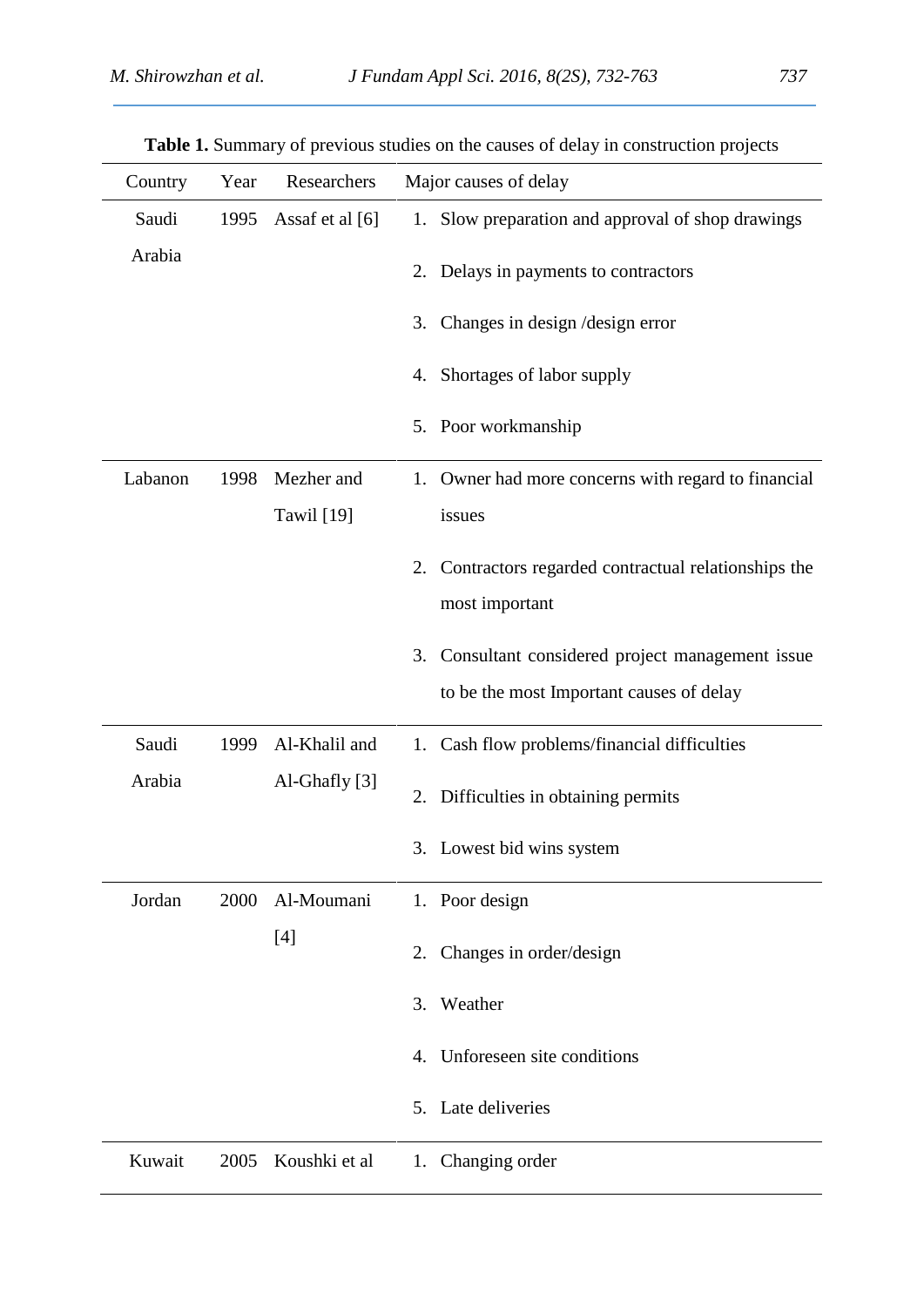**Table 1.** Summary of previous studies on the causes of delay in construction projects

| Country | Year | Researchers | Major causes of delay |
|---|---|---|---|
| Saudi Arabia | 1995 | Assaf et al [6] | 1. Slow preparation and approval of shop drawings<br>2. Delays in payments to contractors<br>3. Changes in design /design error<br>4. Shortages of labor supply<br>5. Poor workmanship |
| Labanon | 1998 | Mezher and Tawil [19] | 1. Owner had more concerns with regard to financial issues<br>2. Contractors regarded contractual relationships the most important<br>3. Consultant considered project management issue to be the most Important causes of delay |
| Saudi Arabia | 1999 | Al-Khalil and Al-Ghafly [3] | 1. Cash flow problems/financial difficulties<br>2. Difficulties in obtaining permits<br>3. Lowest bid wins system |
| Jordan | 2000 | Al-Moumani [4] | 1. Poor design<br>2. Changes in order/design<br>3. Weather<br>4. Unforeseen site conditions<br>5. Late deliveries |
| Kuwait | 2005 | Koushki et al | 1. Changing order |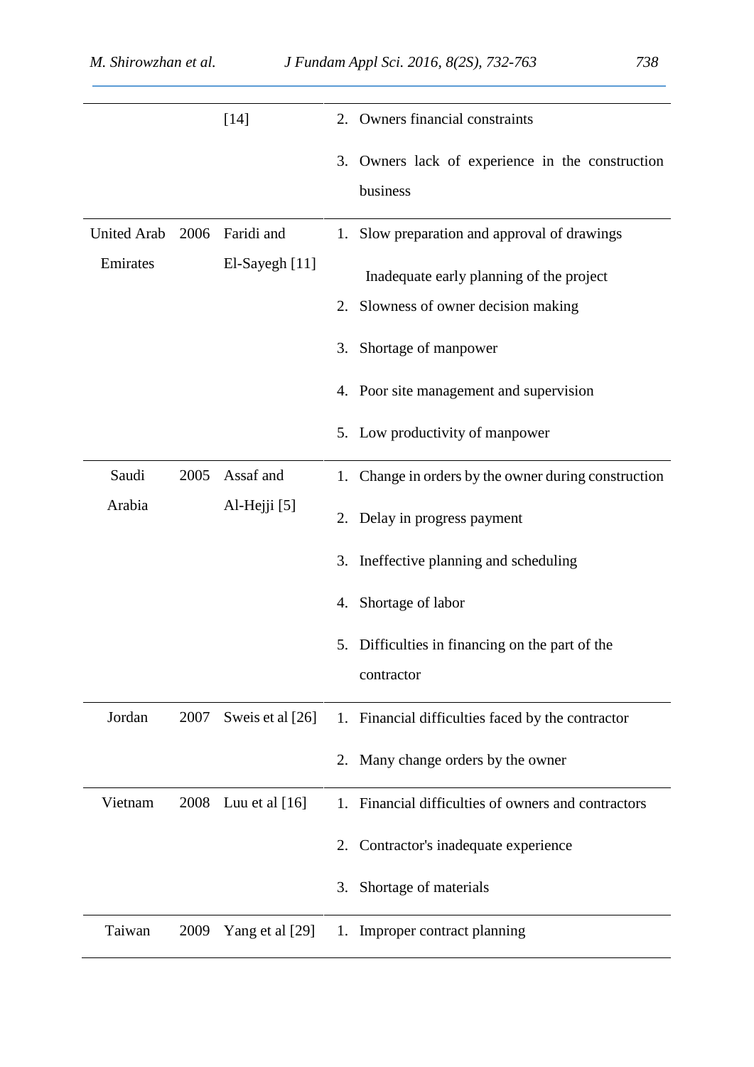|  |  | [14] | 2. Owners financial constraints<br>3. Owners lack of experience in the construction business |
|---|---|---|---|
| United Arab Emirates | 2006 | Faridi and El-Sayegh [11] | 1. Slow preparation and approval of drawings<br>Inadequate early planning of the project<br>2. Slowness of owner decision making<br>3. Shortage of manpower<br>4. Poor site management and supervision<br>5. Low productivity of manpower |
| Saudi Arabia | 2005 | Assaf and Al-Hejji [5] | 1. Change in orders by the owner during construction<br>2. Delay in progress payment<br>3. Ineffective planning and scheduling<br>4. Shortage of labor<br>5. Difficulties in financing on the part of the contractor |
| Jordan | 2007 | Sweis et al [26] | 1. Financial difficulties faced by the contractor<br>2. Many change orders by the owner |
| Vietnam | 2008 | Luu et al [16] | 1. Financial difficulties of owners and contractors<br>2. Contractor's inadequate experience<br>3. Shortage of materials |
| Taiwan | 2009 | Yang et al [29] | 1. Improper contract planning |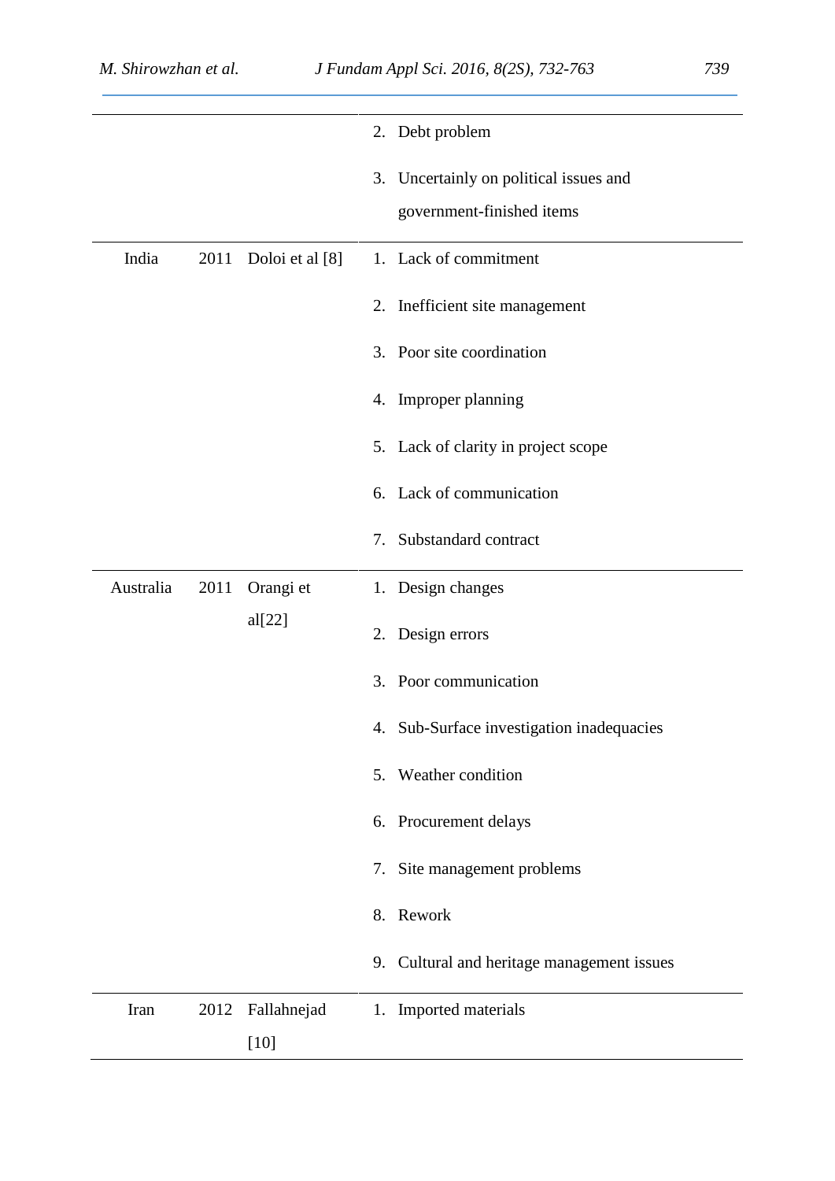|  |  |  |  |
| --- | --- | --- | --- |
|  |  |  | 2. Debt problem |
|  |  |  | 3. Uncertainly on political issues and government-finished items |
| India | 2011 | Doloi et al [8] | 1. Lack of commitment |
|  |  |  | 2. Inefficient site management |
|  |  |  | 3. Poor site coordination |
|  |  |  | 4. Improper planning |
|  |  |  | 5. Lack of clarity in project scope |
|  |  |  | 6. Lack of communication |
|  |  |  | 7. Substandard contract |
| Australia | 2011 | Orangi et al[22] | 1. Design changes |
|  |  |  | 2. Design errors |
|  |  |  | 3. Poor communication |
|  |  |  | 4. Sub-Surface investigation inadequacies |
|  |  |  | 5. Weather condition |
|  |  |  | 6. Procurement delays |
|  |  |  | 7. Site management problems |
|  |  |  | 8. Rework |
|  |  |  | 9. Cultural and heritage management issues |
| Iran | 2012 | Fallahnejad [10] | 1. Imported materials |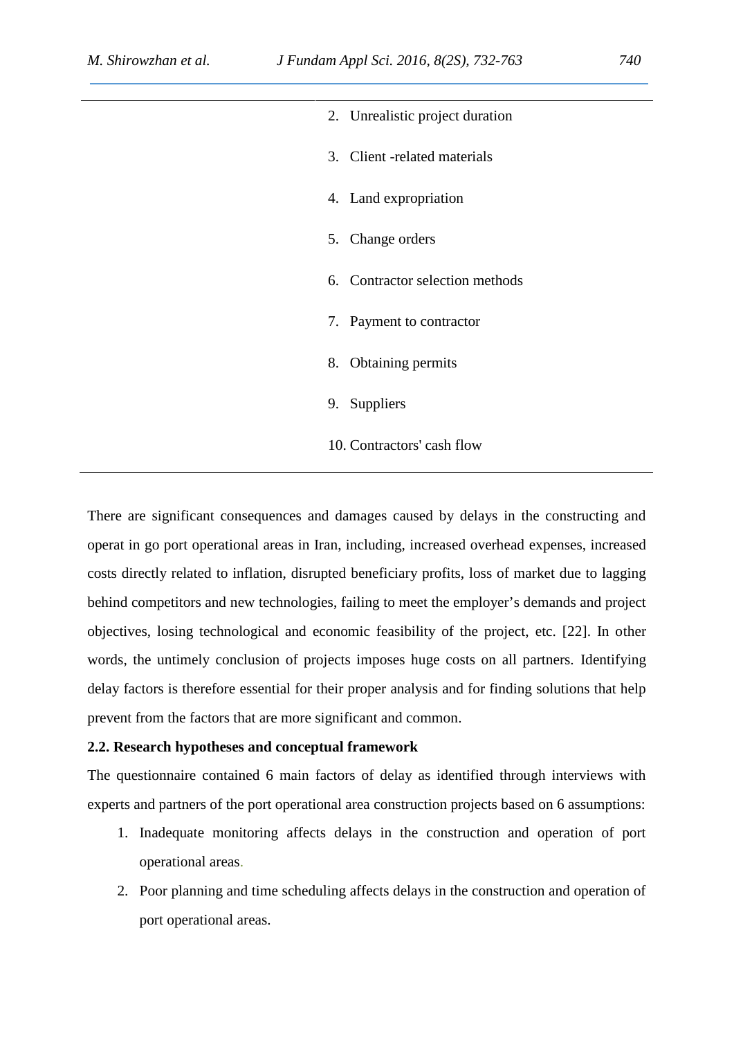| | |
|---|---|
| | 2. Unrealistic project duration |
| | 3. Client -related materials |
| | 4. Land expropriation |
| | 5. Change orders |
| | 6. Contractor selection methods |
| | 7. Payment to contractor |
| | 8. Obtaining permits |
| | 9. Suppliers |
| | 10. Contractors' cash flow |

There are significant consequences and damages caused by delays in the constructing and operat in go port operational areas in Iran, including, increased overhead expenses, increased costs directly related to inflation, disrupted beneficiary profits, loss of market due to lagging behind competitors and new technologies, failing to meet the employer's demands and project objectives, losing technological and economic feasibility of the project, etc. [22]. In other words, the untimely conclusion of projects imposes huge costs on all partners. Identifying delay factors is therefore essential for their proper analysis and for finding solutions that help prevent from the factors that are more significant and common.

**2.2. Research hypotheses and conceptual framework**

The questionnaire contained 6 main factors of delay as identified through interviews with experts and partners of the port operational area construction projects based on 6 assumptions:

1. Inadequate monitoring affects delays in the construction and operation of port operational areas.
2. Poor planning and time scheduling affects delays in the construction and operation of port operational areas.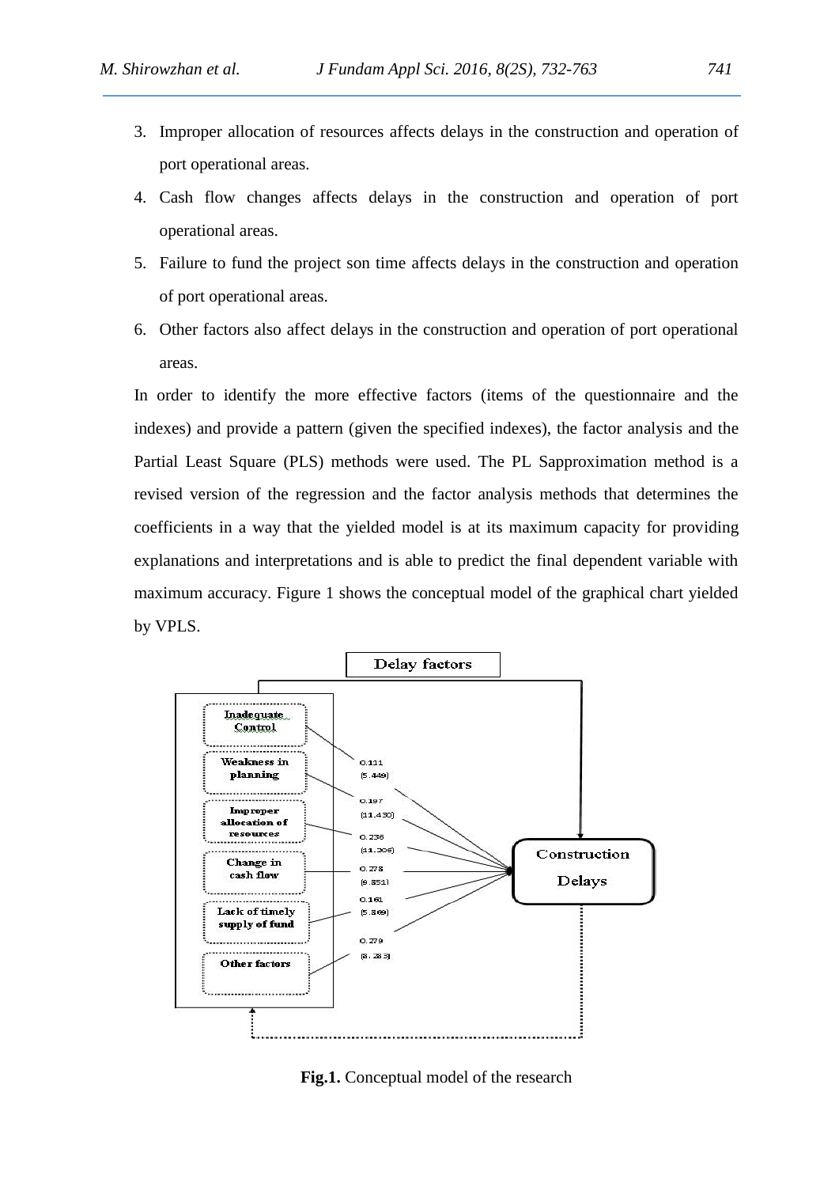3. Improper allocation of resources affects delays in the construction and operation of port operational areas.
4. Cash flow changes affects delays in the construction and operation of port operational areas.
5. Failure to fund the project son time affects delays in the construction and operation of port operational areas.
6. Other factors also affect delays in the construction and operation of port operational areas.

In order to identify the more effective factors (items of the questionnaire and the indexes) and provide a pattern (given the specified indexes), the factor analysis and the Partial Least Square (PLS) methods were used. The PL Sapproximation method is a revised version of the regression and the factor analysis methods that determines the coefficients in a way that the yielded model is at its maximum capacity for providing explanations and interpretations and is able to predict the final dependent variable with maximum accuracy. Figure 1 shows the conceptual model of the graphical chart yielded by VPLS.

Delay factors

Inadequate Control — 0.111 (5.449)

Weakness in planning — 0.197 (11.430)

Improper allocation of resources — 0.236 (11.306)

Change in cash flow — 0.278 (9.851)

Lack of timely supply of fund — 0.161 (5.869)

Other factors — 0.279 (8.283)

Construction Delays

**Fig.1.** Conceptual model of the research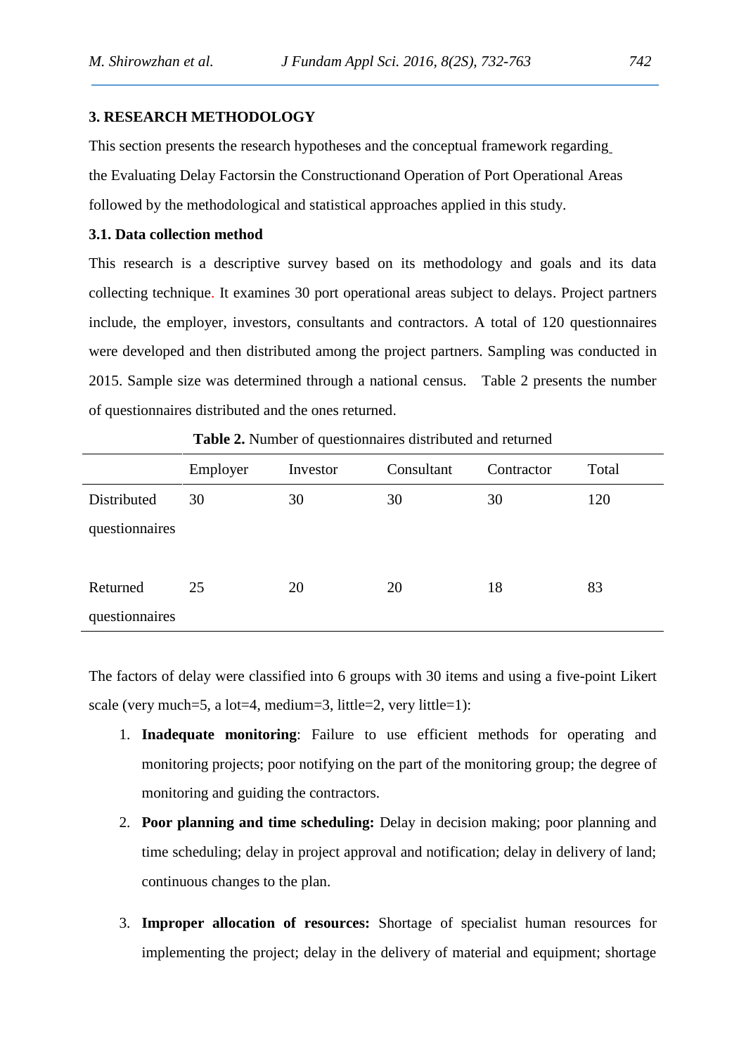## 3. RESEARCH METHODOLOGY

This section presents the research hypotheses and the conceptual framework regarding the Evaluating Delay Factorsin the Constructionand Operation of Port Operational Areas followed by the methodological and statistical approaches applied in this study.

### 3.1. Data collection method

This research is a descriptive survey based on its methodology and goals and its data collecting technique. It examines 30 port operational areas subject to delays. Project partners include, the employer, investors, consultants and contractors. A total of 120 questionnaires were developed and then distributed among the project partners. Sampling was conducted in 2015. Sample size was determined through a national census. Table 2 presents the number of questionnaires distributed and the ones returned.

**Table 2.** Number of questionnaires distributed and returned

| | Employer | Investor | Consultant | Contractor | Total |
|---|---|---|---|---|---|
| Distributed questionnaires | 30 | 30 | 30 | 30 | 120 |
| Returned questionnaires | 25 | 20 | 20 | 18 | 83 |

The factors of delay were classified into 6 groups with 30 items and using a five-point Likert scale (very much=5, a lot=4, medium=3, little=2, very little=1):

1. **Inadequate monitoring**: Failure to use efficient methods for operating and monitoring projects; poor notifying on the part of the monitoring group; the degree of monitoring and guiding the contractors.
2. **Poor planning and time scheduling:** Delay in decision making; poor planning and time scheduling; delay in project approval and notification; delay in delivery of land; continuous changes to the plan.
3. **Improper allocation of resources:** Shortage of specialist human resources for implementing the project; delay in the delivery of material and equipment; shortage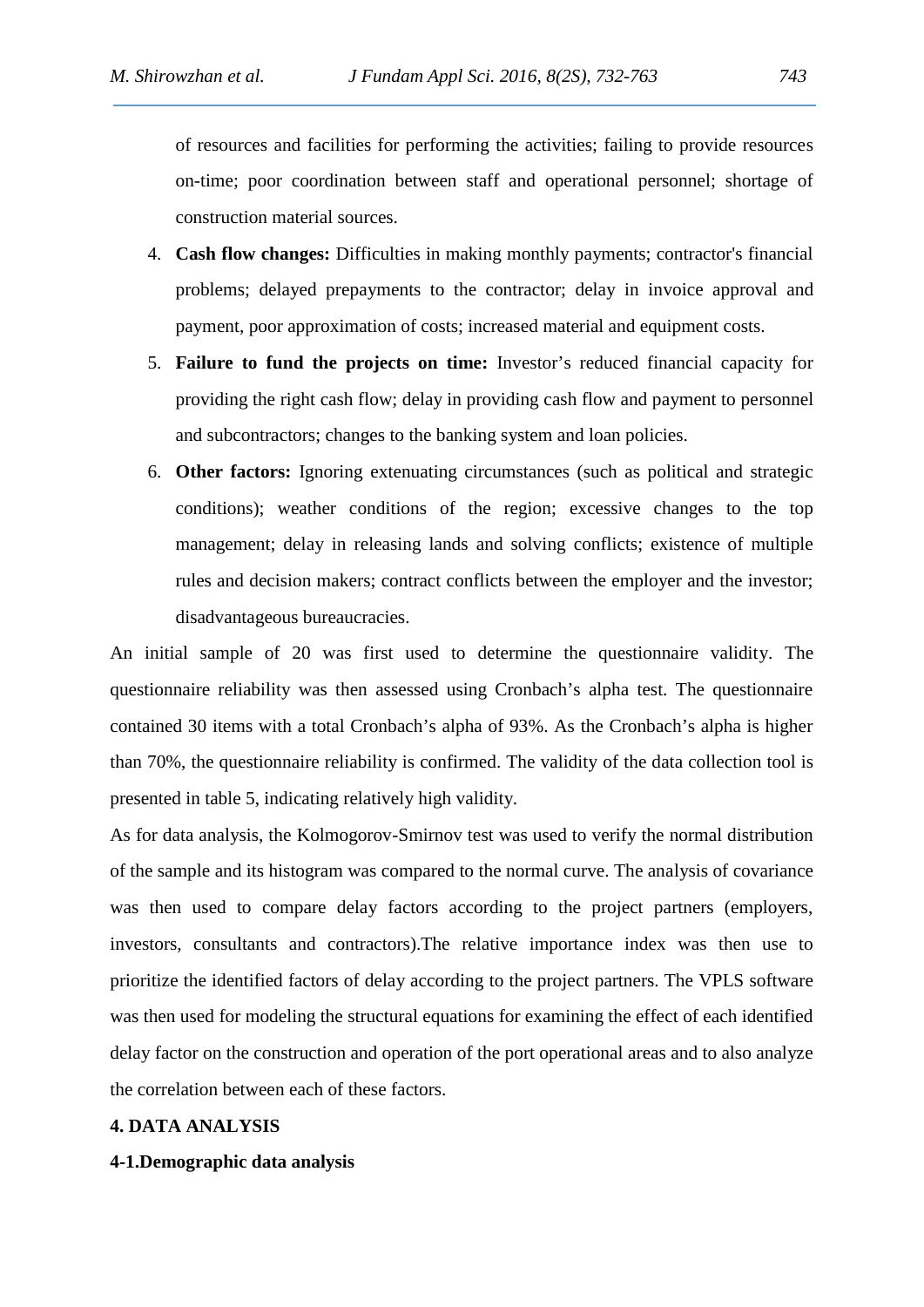of resources and facilities for performing the activities; failing to provide resources on-time; poor coordination between staff and operational personnel; shortage of construction material sources.

4. **Cash flow changes:** Difficulties in making monthly payments; contractor's financial problems; delayed prepayments to the contractor; delay in invoice approval and payment, poor approximation of costs; increased material and equipment costs.
5. **Failure to fund the projects on time:** Investor's reduced financial capacity for providing the right cash flow; delay in providing cash flow and payment to personnel and subcontractors; changes to the banking system and loan policies.
6. **Other factors:** Ignoring extenuating circumstances (such as political and strategic conditions); weather conditions of the region; excessive changes to the top management; delay in releasing lands and solving conflicts; existence of multiple rules and decision makers; contract conflicts between the employer and the investor; disadvantageous bureaucracies.

An initial sample of 20 was first used to determine the questionnaire validity. The questionnaire reliability was then assessed using Cronbach's alpha test. The questionnaire contained 30 items with a total Cronbach's alpha of 93%. As the Cronbach's alpha is higher than 70%, the questionnaire reliability is confirmed. The validity of the data collection tool is presented in table 5, indicating relatively high validity.

As for data analysis, the Kolmogorov-Smirnov test was used to verify the normal distribution of the sample and its histogram was compared to the normal curve. The analysis of covariance was then used to compare delay factors according to the project partners (employers, investors, consultants and contractors).The relative importance index was then use to prioritize the identified factors of delay according to the project partners. The VPLS software was then used for modeling the structural equations for examining the effect of each identified delay factor on the construction and operation of the port operational areas and to also analyze the correlation between each of these factors.

## 4. DATA ANALYSIS

### 4-1.Demographic data analysis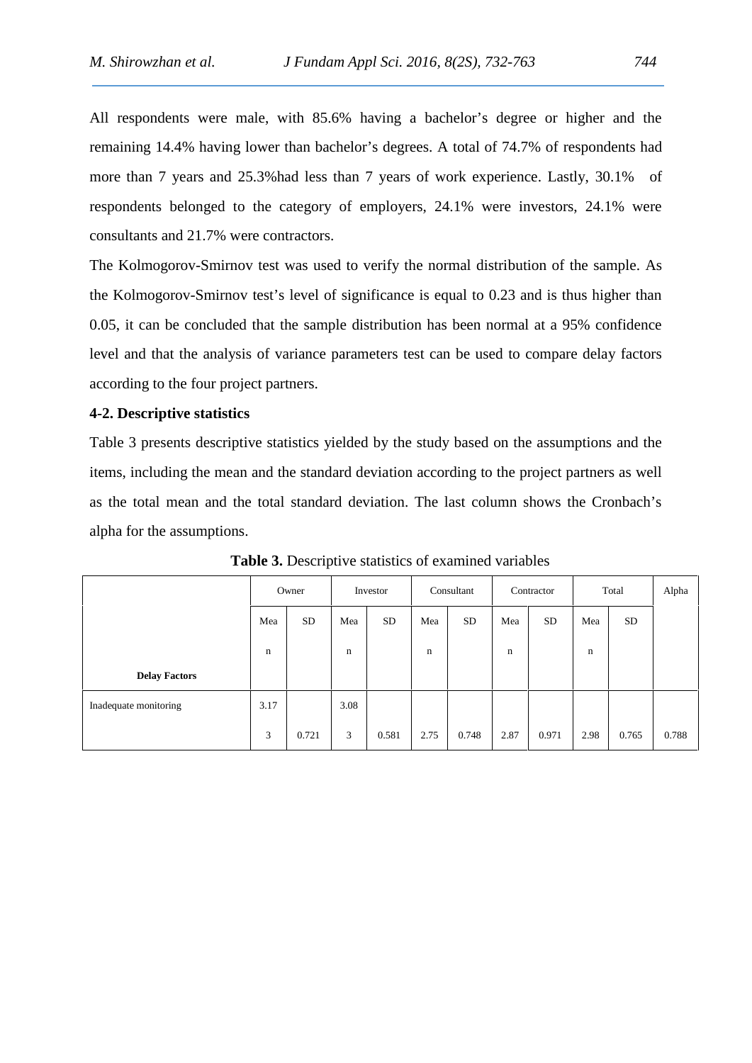All respondents were male, with 85.6% having a bachelor's degree or higher and the remaining 14.4% having lower than bachelor's degrees. A total of 74.7% of respondents had more than 7 years and 25.3%had less than 7 years of work experience. Lastly, 30.1% of respondents belonged to the category of employers, 24.1% were investors, 24.1% were consultants and 21.7% were contractors.

The Kolmogorov-Smirnov test was used to verify the normal distribution of the sample. As the Kolmogorov-Smirnov test's level of significance is equal to 0.23 and is thus higher than 0.05, it can be concluded that the sample distribution has been normal at a 95% confidence level and that the analysis of variance parameters test can be used to compare delay factors according to the four project partners.

### 4-2. Descriptive statistics

Table 3 presents descriptive statistics yielded by the study based on the assumptions and the items, including the mean and the standard deviation according to the project partners as well as the total mean and the total standard deviation. The last column shows the Cronbach's alpha for the assumptions.

**Table 3.** Descriptive statistics of examined variables

| | Owner | | Investor | | Consultant | | Contractor | | Total | | Alpha |
|---|---|---|---|---|---|---|---|---|---|---|---|
| **Delay Factors** | Mean | SD | Mean | SD | Mean | SD | Mean | SD | Mean | SD | |
| Inadequate monitoring | 3.173 | 0.721 | 3.083 | 0.581 | 2.75 | 0.748 | 2.87 | 0.971 | 2.98 | 0.765 | 0.788 |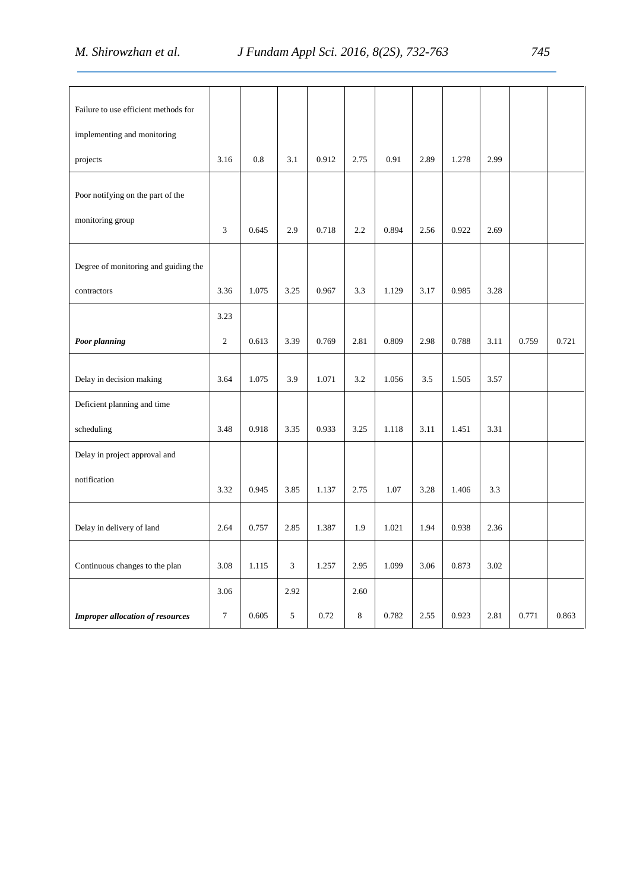| | | | | | | | | | | | |
|---|---|---|---|---|---|---|---|---|---|---|---|
| Failure to use efficient methods for implementing and monitoring projects | 3.16 | 0.8 | 3.1 | 0.912 | 2.75 | 0.91 | 2.89 | 1.278 | 2.99 | | |
| Poor notifying on the part of the monitoring group | 3 | 0.645 | 2.9 | 0.718 | 2.2 | 0.894 | 2.56 | 0.922 | 2.69 | | |
| Degree of monitoring and guiding the contractors | 3.36 | 1.075 | 3.25 | 0.967 | 3.3 | 1.129 | 3.17 | 0.985 | 3.28 | | |
| ***Poor planning*** | 3.23 2 | 0.613 | 3.39 | 0.769 | 2.81 | 0.809 | 2.98 | 0.788 | 3.11 | 0.759 | 0.721 |
| Delay in decision making | 3.64 | 1.075 | 3.9 | 1.071 | 3.2 | 1.056 | 3.5 | 1.505 | 3.57 | | |
| Deficient planning and time scheduling | 3.48 | 0.918 | 3.35 | 0.933 | 3.25 | 1.118 | 3.11 | 1.451 | 3.31 | | |
| Delay in project approval and notification | 3.32 | 0.945 | 3.85 | 1.137 | 2.75 | 1.07 | 3.28 | 1.406 | 3.3 | | |
| Delay in delivery of land | 2.64 | 0.757 | 2.85 | 1.387 | 1.9 | 1.021 | 1.94 | 0.938 | 2.36 | | |
| Continuous changes to the plan | 3.08 | 1.115 | 3 | 1.257 | 2.95 | 1.099 | 3.06 | 0.873 | 3.02 | | |
| ***Improper allocation of resources*** | 3.06 7 | 0.605 | 2.92 5 | 0.72 | 2.60 8 | 0.782 | 2.55 | 0.923 | 2.81 | 0.771 | 0.863 |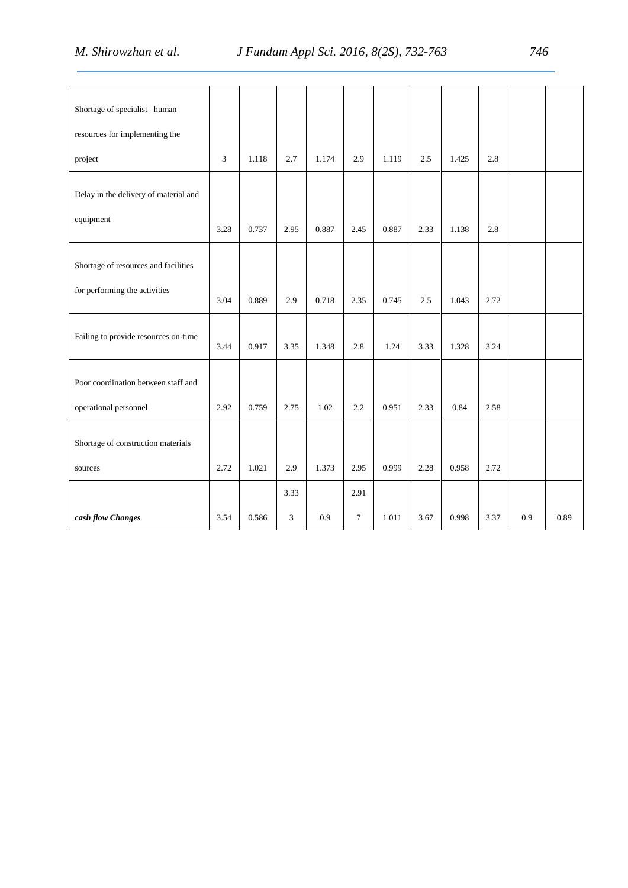| | | | | | | | | | | | |
|---|---|---|---|---|---|---|---|---|---|---|---|
| Shortage of specialist human resources for implementing the project | 3 | 1.118 | 2.7 | 1.174 | 2.9 | 1.119 | 2.5 | 1.425 | 2.8 | | |
| Delay in the delivery of material and equipment | 3.28 | 0.737 | 2.95 | 0.887 | 2.45 | 0.887 | 2.33 | 1.138 | 2.8 | | |
| Shortage of resources and facilities for performing the activities | 3.04 | 0.889 | 2.9 | 0.718 | 2.35 | 0.745 | 2.5 | 1.043 | 2.72 | | |
| Failing to provide resources on-time | 3.44 | 0.917 | 3.35 | 1.348 | 2.8 | 1.24 | 3.33 | 1.328 | 3.24 | | |
| Poor coordination between staff and operational personnel | 2.92 | 0.759 | 2.75 | 1.02 | 2.2 | 0.951 | 2.33 | 0.84 | 2.58 | | |
| Shortage of construction materials sources | 2.72 | 1.021 | 2.9 | 1.373 | 2.95 | 0.999 | 2.28 | 0.958 | 2.72 | | |
| ***cash flow Changes*** | 3.54 | 0.586 | 3.33 3 | 0.9 | 2.91 7 | 1.011 | 3.67 | 0.998 | 3.37 | 0.9 | 0.89 |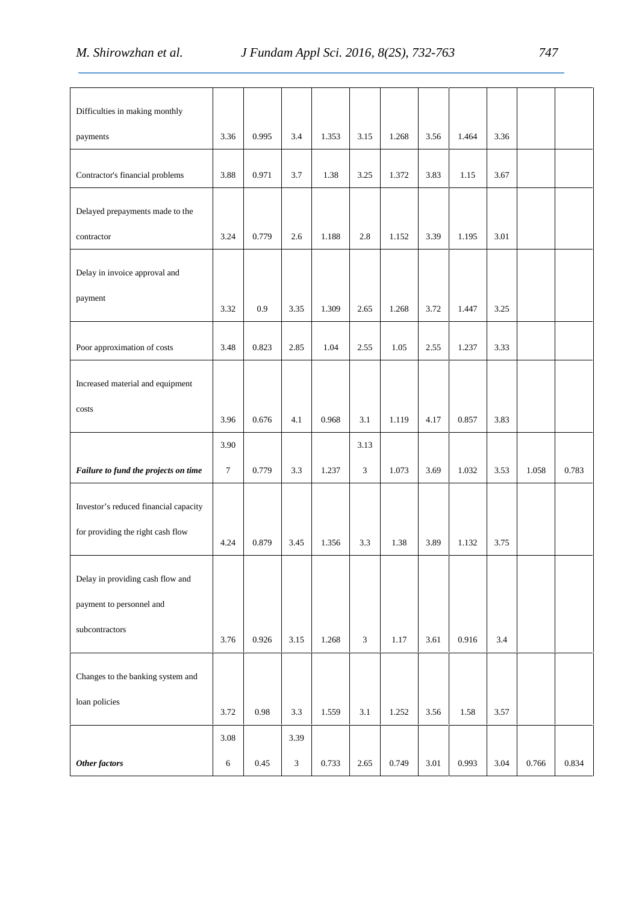| | | | | | | | | | | | |
|---|---|---|---|---|---|---|---|---|---|---|---|
| Difficulties in making monthly payments | 3.36 | 0.995 | 3.4 | 1.353 | 3.15 | 1.268 | 3.56 | 1.464 | 3.36 | | |
| Contractor's financial problems | 3.88 | 0.971 | 3.7 | 1.38 | 3.25 | 1.372 | 3.83 | 1.15 | 3.67 | | |
| Delayed prepayments made to the contractor | 3.24 | 0.779 | 2.6 | 1.188 | 2.8 | 1.152 | 3.39 | 1.195 | 3.01 | | |
| Delay in invoice approval and payment | 3.32 | 0.9 | 3.35 | 1.309 | 2.65 | 1.268 | 3.72 | 1.447 | 3.25 | | |
| Poor approximation of costs | 3.48 | 0.823 | 2.85 | 1.04 | 2.55 | 1.05 | 2.55 | 1.237 | 3.33 | | |
| Increased material and equipment costs | 3.96 | 0.676 | 4.1 | 0.968 | 3.1 | 1.119 | 4.17 | 0.857 | 3.83 | | |
| ***Failure to fund the projects on time*** | 3.907 | 0.779 | 3.3 | 1.237 | 3.133 | 1.073 | 3.69 | 1.032 | 3.53 | 1.058 | 0.783 |
| Investor's reduced financial capacity for providing the right cash flow | 4.24 | 0.879 | 3.45 | 1.356 | 3.3 | 1.38 | 3.89 | 1.132 | 3.75 | | |
| Delay in providing cash flow and payment to personnel and subcontractors | 3.76 | 0.926 | 3.15 | 1.268 | 3 | 1.17 | 3.61 | 0.916 | 3.4 | | |
| Changes to the banking system and loan policies | 3.72 | 0.98 | 3.3 | 1.559 | 3.1 | 1.252 | 3.56 | 1.58 | 3.57 | | |
| ***Other factors*** | 3.086 | 0.45 | 3.393 | 0.733 | 2.65 | 0.749 | 3.01 | 0.993 | 3.04 | 0.766 | 0.834 |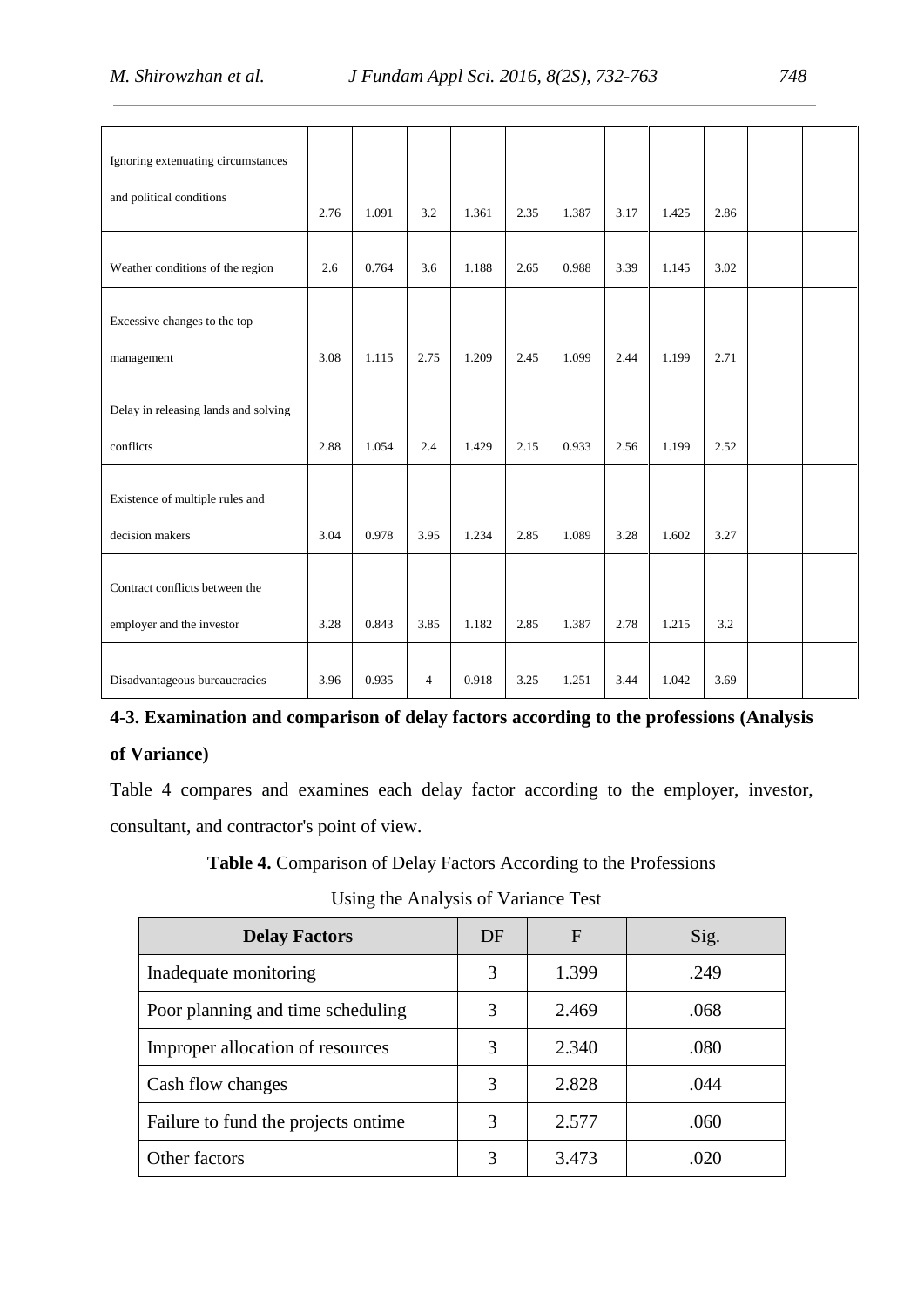| | | | | | | | | | | | |
|---|---|---|---|---|---|---|---|---|---|---|---|
| Ignoring extenuating circumstances and political conditions | 2.76 | 1.091 | 3.2 | 1.361 | 2.35 | 1.387 | 3.17 | 1.425 | 2.86 | | |
| Weather conditions of the region | 2.6 | 0.764 | 3.6 | 1.188 | 2.65 | 0.988 | 3.39 | 1.145 | 3.02 | | |
| Excessive changes to the top management | 3.08 | 1.115 | 2.75 | 1.209 | 2.45 | 1.099 | 2.44 | 1.199 | 2.71 | | |
| Delay in releasing lands and solving conflicts | 2.88 | 1.054 | 2.4 | 1.429 | 2.15 | 0.933 | 2.56 | 1.199 | 2.52 | | |
| Existence of multiple rules and decision makers | 3.04 | 0.978 | 3.95 | 1.234 | 2.85 | 1.089 | 3.28 | 1.602 | 3.27 | | |
| Contract conflicts between the employer and the investor | 3.28 | 0.843 | 3.85 | 1.182 | 2.85 | 1.387 | 2.78 | 1.215 | 3.2 | | |
| Disadvantageous bureaucracies | 3.96 | 0.935 | 4 | 0.918 | 3.25 | 1.251 | 3.44 | 1.042 | 3.69 | | |

### 4-3. Examination and comparison of delay factors according to the professions (Analysis of Variance)

Table 4 compares and examines each delay factor according to the employer, investor, consultant, and contractor's point of view.

**Table 4.** Comparison of Delay Factors According to the Professions Using the Analysis of Variance Test

| Delay Factors | DF | F | Sig. |
|---|---|---|---|
| Inadequate monitoring | 3 | 1.399 | .249 |
| Poor planning and time scheduling | 3 | 2.469 | .068 |
| Improper allocation of resources | 3 | 2.340 | .080 |
| Cash flow changes | 3 | 2.828 | .044 |
| Failure to fund the projects ontime | 3 | 2.577 | .060 |
| Other factors | 3 | 3.473 | .020 |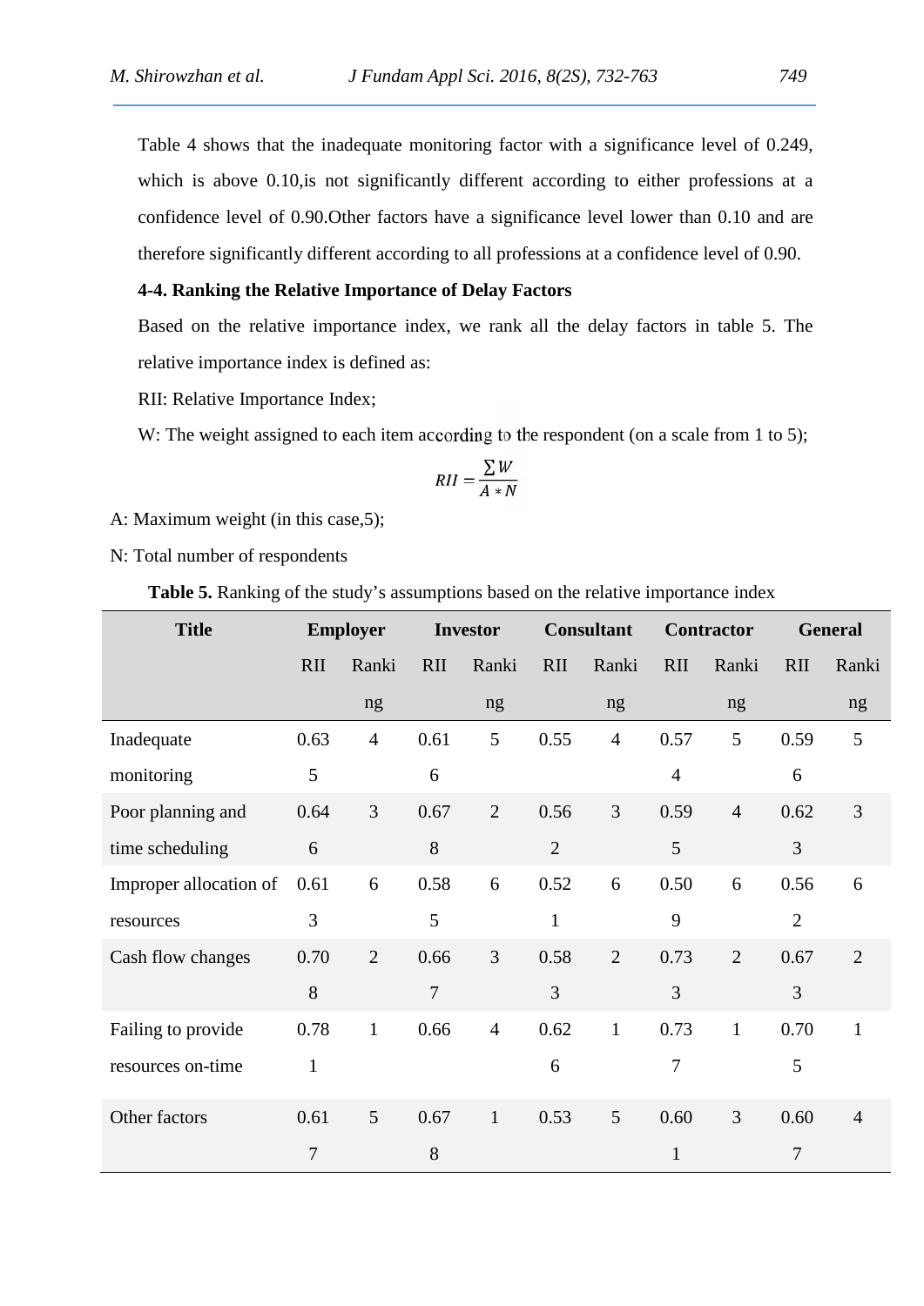Table 4 shows that the inadequate monitoring factor with a significance level of 0.249, which is above 0.10,is not significantly different according to either professions at a confidence level of 0.90.Other factors have a significance level lower than 0.10 and are therefore significantly different according to all professions at a confidence level of 0.90.

**4-4. Ranking the Relative Importance of Delay Factors**

Based on the relative importance index, we rank all the delay factors in table 5. The relative importance index is defined as:

RII: Relative Importance Index;

W: The weight assigned to each item according to the respondent (on a scale from 1 to 5);

$$RII = \frac{\sum W}{A * N}$$

A: Maximum weight (in this case,5);

N: Total number of respondents

**Table 5.** Ranking of the study's assumptions based on the relative importance index

| Title | Employer | | Investor | | Consultant | | Contractor | | General | |
|---|---|---|---|---|---|---|---|---|---|---|
| | RII | Ranking | RII | Ranking | RII | Ranking | RII | Ranking | RII | Ranking |
| Inadequate monitoring | 0.635 | 4 | 0.616 | 5 | 0.55 | 4 | 0.574 | 5 | 0.596 | 5 |
| Poor planning and time scheduling | 0.646 | 3 | 0.678 | 2 | 0.562 | 3 | 0.595 | 4 | 0.623 | 3 |
| Improper allocation of resources | 0.613 | 6 | 0.585 | 6 | 0.521 | 6 | 0.509 | 6 | 0.562 | 6 |
| Cash flow changes | 0.708 | 2 | 0.667 | 3 | 0.583 | 2 | 0.733 | 2 | 0.673 | 2 |
| Failing to provide resources on-time | 0.781 | 1 | 0.66 | 4 | 0.626 | 1 | 0.737 | 1 | 0.705 | 1 |
| Other factors | 0.617 | 5 | 0.678 | 1 | 0.53 | 5 | 0.601 | 3 | 0.607 | 4 |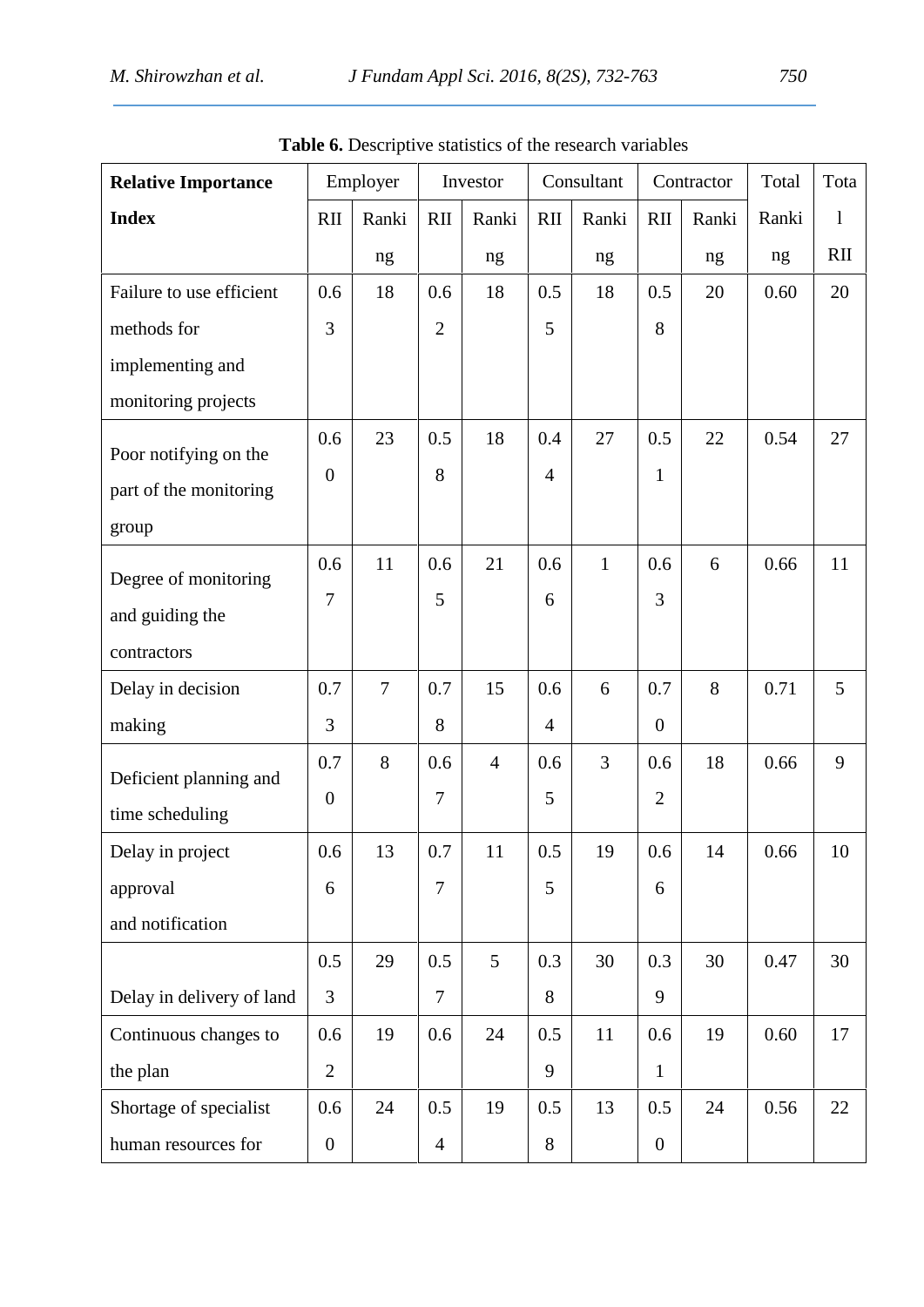**Table 6.** Descriptive statistics of the research variables

| Relative Importance Index | Employer | | Investor | | Consultant | | Contractor | | Total Ranking | Total RII |
|---|---|---|---|---|---|---|---|---|---|---|
| | RII | Ranking | RII | Ranking | RII | Ranking | RII | Ranking | | |
| Failure to use efficient methods for implementing and monitoring projects | 0.63 | 18 | 0.62 | 18 | 0.55 | 18 | 0.58 | 20 | 0.60 | 20 |
| Poor notifying on the part of the monitoring group | 0.60 | 23 | 0.58 | 18 | 0.44 | 27 | 0.51 | 22 | 0.54 | 27 |
| Degree of monitoring and guiding the contractors | 0.67 | 11 | 0.65 | 21 | 0.66 | 1 | 0.63 | 6 | 0.66 | 11 |
| Delay in decision making | 0.73 | 7 | 0.78 | 15 | 0.64 | 6 | 0.70 | 8 | 0.71 | 5 |
| Deficient planning and time scheduling | 0.70 | 8 | 0.67 | 4 | 0.65 | 3 | 0.62 | 18 | 0.66 | 9 |
| Delay in project approval and notification | 0.66 | 13 | 0.77 | 11 | 0.55 | 19 | 0.66 | 14 | 0.66 | 10 |
| Delay in delivery of land | 0.53 | 29 | 0.57 | 5 | 0.38 | 30 | 0.39 | 30 | 0.47 | 30 |
| Continuous changes to the plan | 0.62 | 19 | 0.6 | 24 | 0.59 | 11 | 0.61 | 19 | 0.60 | 17 |
| Shortage of specialist human resources for | 0.60 | 24 | 0.54 | 19 | 0.58 | 13 | 0.50 | 24 | 0.56 | 22 |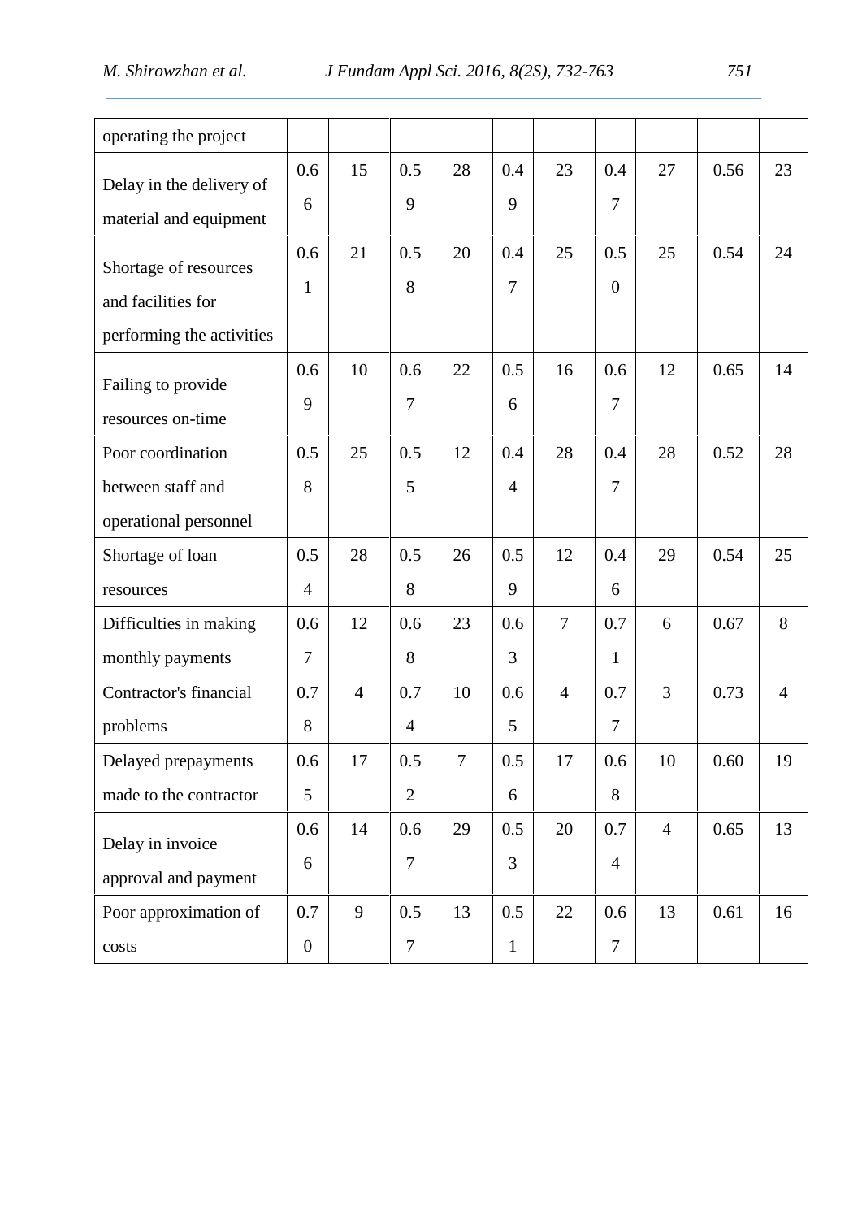| | | | | | | | | | | |
|---|---|---|---|---|---|---|---|---|---|---|
| operating the project | | | | | | | | | | |
| Delay in the delivery of material and equipment | 0.66 | 15 | 0.59 | 28 | 0.49 | 23 | 0.47 | 27 | 0.56 | 23 |
| Shortage of resources and facilities for performing the activities | 0.61 | 21 | 0.58 | 20 | 0.47 | 25 | 0.50 | 25 | 0.54 | 24 |
| Failing to provide resources on-time | 0.69 | 10 | 0.67 | 22 | 0.56 | 16 | 0.67 | 12 | 0.65 | 14 |
| Poor coordination between staff and operational personnel | 0.58 | 25 | 0.55 | 12 | 0.44 | 28 | 0.47 | 28 | 0.52 | 28 |
| Shortage of loan resources | 0.54 | 28 | 0.58 | 26 | 0.59 | 12 | 0.46 | 29 | 0.54 | 25 |
| Difficulties in making monthly payments | 0.67 | 12 | 0.68 | 23 | 0.63 | 7 | 0.71 | 6 | 0.67 | 8 |
| Contractor's financial problems | 0.78 | 4 | 0.74 | 10 | 0.65 | 4 | 0.77 | 3 | 0.73 | 4 |
| Delayed prepayments made to the contractor | 0.65 | 17 | 0.52 | 7 | 0.56 | 17 | 0.68 | 10 | 0.60 | 19 |
| Delay in invoice approval and payment | 0.66 | 14 | 0.67 | 29 | 0.53 | 20 | 0.74 | 4 | 0.65 | 13 |
| Poor approximation of costs | 0.70 | 9 | 0.57 | 13 | 0.51 | 22 | 0.67 | 13 | 0.61 | 16 |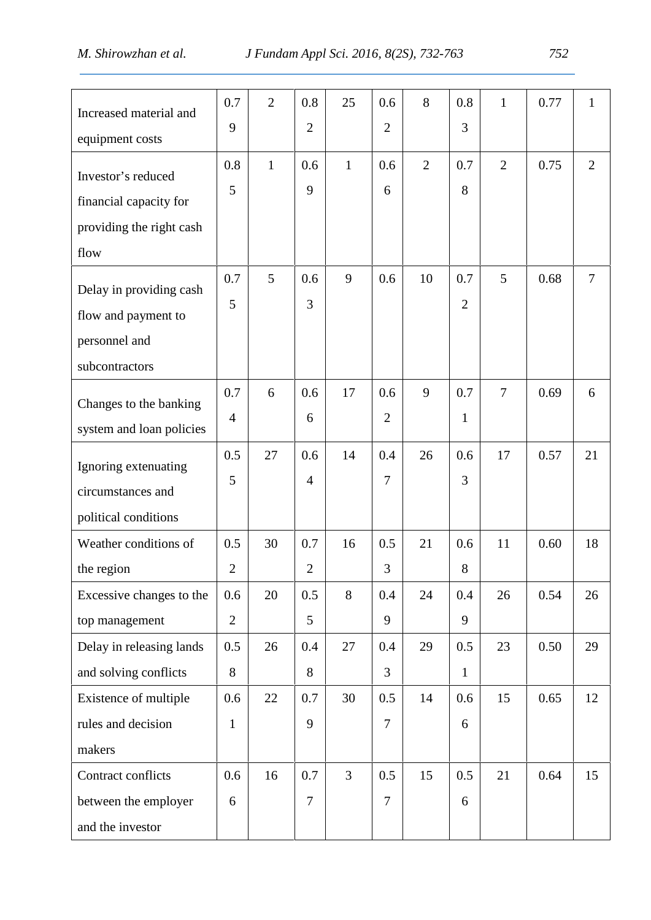| Increased material and equipment costs | 0.79 | 2 | 0.82 | 25 | 0.62 | 8 | 0.83 | 1 | 0.77 | 1 |
|---|---|---|---|---|---|---|---|---|---|---|
| Investor's reduced financial capacity for providing the right cash flow | 0.85 | 1 | 0.69 | 1 | 0.66 | 2 | 0.78 | 2 | 0.75 | 2 |
| Delay in providing cash flow and payment to personnel and subcontractors | 0.75 | 5 | 0.63 | 9 | 0.6 | 10 | 0.72 | 5 | 0.68 | 7 |
| Changes to the banking system and loan policies | 0.74 | 6 | 0.66 | 17 | 0.62 | 9 | 0.71 | 7 | 0.69 | 6 |
| Ignoring extenuating circumstances and political conditions | 0.55 | 27 | 0.64 | 14 | 0.47 | 26 | 0.63 | 17 | 0.57 | 21 |
| Weather conditions of the region | 0.52 | 30 | 0.72 | 16 | 0.53 | 21 | 0.68 | 11 | 0.60 | 18 |
| Excessive changes to the top management | 0.62 | 20 | 0.55 | 8 | 0.49 | 24 | 0.49 | 26 | 0.54 | 26 |
| Delay in releasing lands and solving conflicts | 0.58 | 26 | 0.48 | 27 | 0.43 | 29 | 0.51 | 23 | 0.50 | 29 |
| Existence of multiple rules and decision makers | 0.61 | 22 | 0.79 | 30 | 0.57 | 14 | 0.66 | 15 | 0.65 | 12 |
| Contract conflicts between the employer and the investor | 0.66 | 16 | 0.77 | 3 | 0.57 | 15 | 0.56 | 21 | 0.64 | 15 |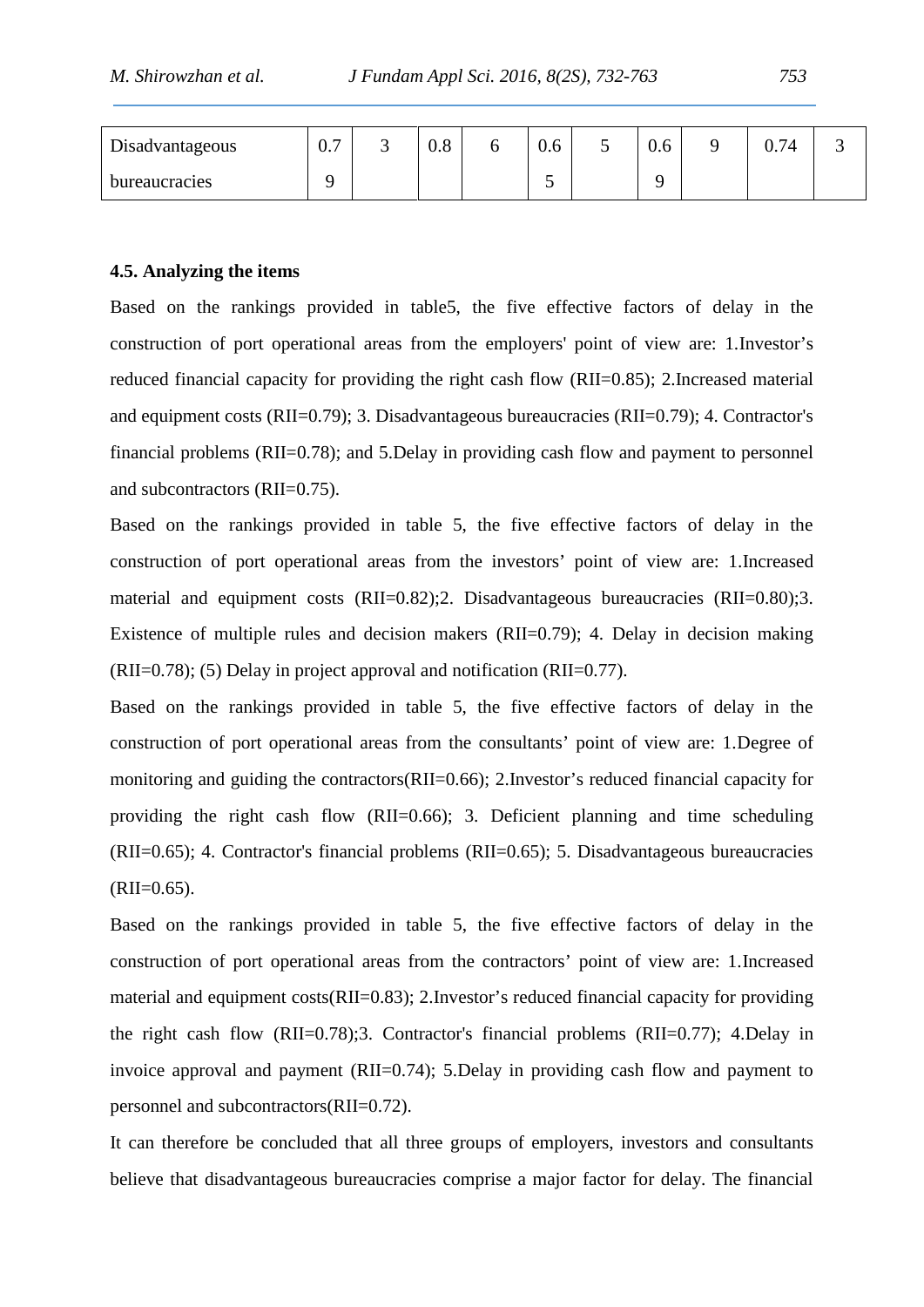| Disadvantageous bureaucracies | 0.79 | 3 | 0.8 | 6 | 0.65 | 5 | 0.69 | 9 | 0.74 | 3 |
|---|---|---|---|---|---|---|---|---|---|---|

### 4.5. Analyzing the items

Based on the rankings provided in table5, the five effective factors of delay in the construction of port operational areas from the employers' point of view are: 1.Investor's reduced financial capacity for providing the right cash flow (RII=0.85); 2.Increased material and equipment costs (RII=0.79); 3. Disadvantageous bureaucracies (RII=0.79); 4. Contractor's financial problems (RII=0.78); and 5.Delay in providing cash flow and payment to personnel and subcontractors (RII=0.75).

Based on the rankings provided in table 5, the five effective factors of delay in the construction of port operational areas from the investors' point of view are: 1.Increased material and equipment costs (RII=0.82);2. Disadvantageous bureaucracies (RII=0.80);3. Existence of multiple rules and decision makers (RII=0.79); 4. Delay in decision making (RII=0.78); (5) Delay in project approval and notification (RII=0.77).

Based on the rankings provided in table 5, the five effective factors of delay in the construction of port operational areas from the consultants' point of view are: 1.Degree of monitoring and guiding the contractors(RII=0.66); 2.Investor's reduced financial capacity for providing the right cash flow (RII=0.66); 3. Deficient planning and time scheduling (RII=0.65); 4. Contractor's financial problems (RII=0.65); 5. Disadvantageous bureaucracies (RII=0.65).

Based on the rankings provided in table 5, the five effective factors of delay in the construction of port operational areas from the contractors' point of view are: 1.Increased material and equipment costs(RII=0.83); 2.Investor's reduced financial capacity for providing the right cash flow (RII=0.78);3. Contractor's financial problems (RII=0.77); 4.Delay in invoice approval and payment (RII=0.74); 5.Delay in providing cash flow and payment to personnel and subcontractors(RII=0.72).

It can therefore be concluded that all three groups of employers, investors and consultants believe that disadvantageous bureaucracies comprise a major factor for delay. The financial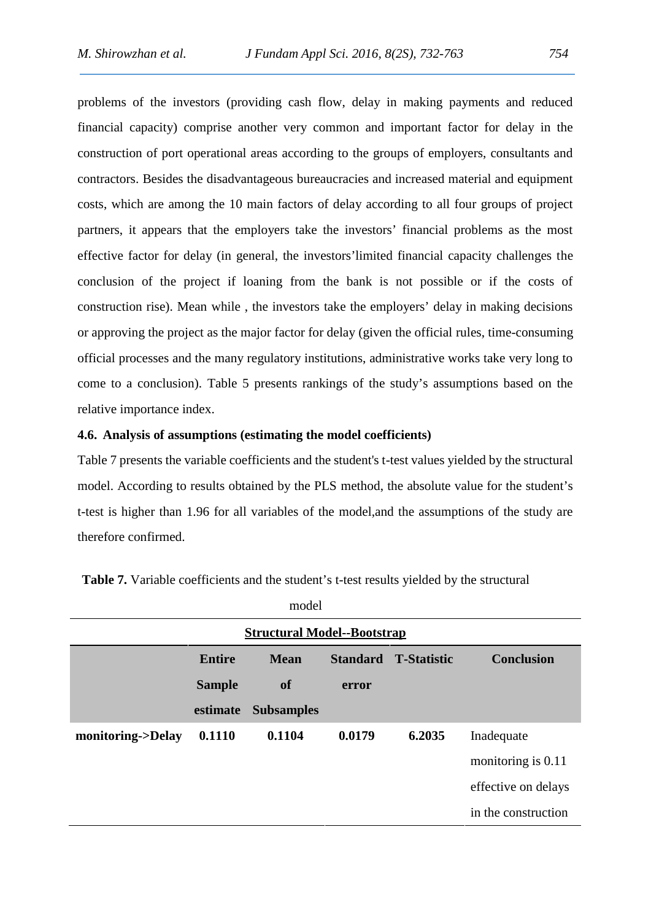problems of the investors (providing cash flow, delay in making payments and reduced financial capacity) comprise another very common and important factor for delay in the construction of port operational areas according to the groups of employers, consultants and contractors. Besides the disadvantageous bureaucracies and increased material and equipment costs, which are among the 10 main factors of delay according to all four groups of project partners, it appears that the employers take the investors' financial problems as the most effective factor for delay (in general, the investors'limited financial capacity challenges the conclusion of the project if loaning from the bank is not possible or if the costs of construction rise). Mean while , the investors take the employers' delay in making decisions or approving the project as the major factor for delay (given the official rules, time-consuming official processes and the many regulatory institutions, administrative works take very long to come to a conclusion). Table 5 presents rankings of the study's assumptions based on the relative importance index.

### 4.6. Analysis of assumptions (estimating the model coefficients)

Table 7 presents the variable coefficients and the student's t-test values yielded by the structural model. According to results obtained by the PLS method, the absolute value for the student's t-test is higher than 1.96 for all variables of the model,and the assumptions of the study are therefore confirmed.

**Table 7.** Variable coefficients and the student's t-test results yielded by the structural model

| Structural Model--Bootstrap | | | | | |
|---|---|---|---|---|---|
| | **Entire Sample estimate** | **Mean of Subsamples** | **Standard error** | **T-Statistic** | **Conclusion** |
| **monitoring->Delay** | **0.1110** | **0.1104** | **0.0179** | **6.2035** | Inadequate monitoring is 0.11 effective on delays in the construction |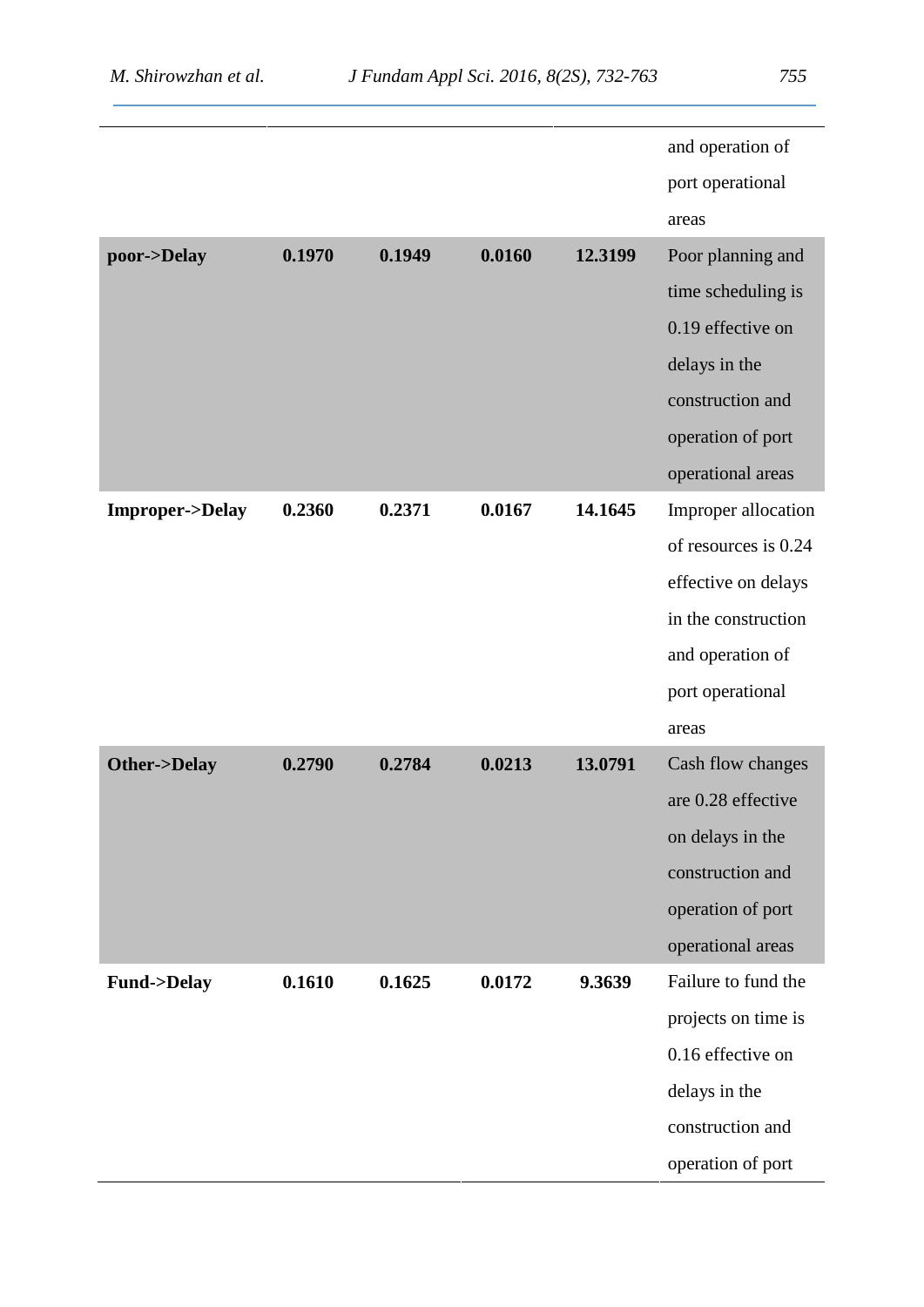|  |  |  |  |  |  |
|---|---|---|---|---|---|
|  |  |  |  |  | and operation of port operational areas |
| **poor->Delay** | **0.1970** | **0.1949** | **0.0160** | **12.3199** | Poor planning and time scheduling is 0.19 effective on delays in the construction and operation of port operational areas |
| **Improper->Delay** | **0.2360** | **0.2371** | **0.0167** | **14.1645** | Improper allocation of resources is 0.24 effective on delays in the construction and operation of port operational areas |
| **Other->Delay** | **0.2790** | **0.2784** | **0.0213** | **13.0791** | Cash flow changes are 0.28 effective on delays in the construction and operation of port operational areas |
| **Fund->Delay** | **0.1610** | **0.1625** | **0.0172** | **9.3639** | Failure to fund the projects on time is 0.16 effective on delays in the construction and operation of port |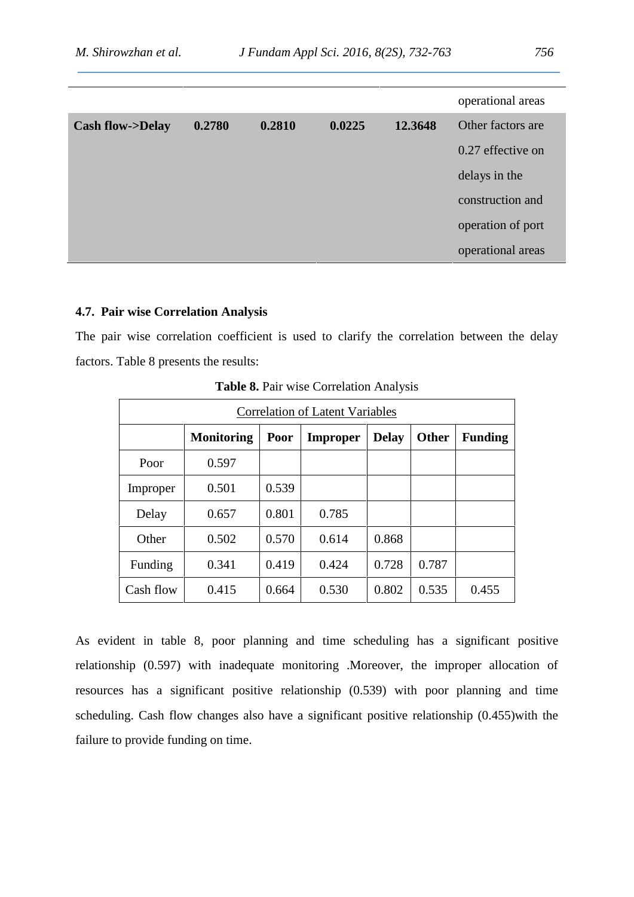| | | | | operational areas |
|---|---|---|---|---|
| **Cash flow->Delay** | **0.2780** | **0.2810** | **0.0225** | **12.3648** | Other factors are 0.27 effective on delays in the construction and operation of port operational areas |

### 4.7. Pair wise Correlation Analysis

The pair wise correlation coefficient is used to clarify the correlation between the delay factors. Table 8 presents the results:

**Table 8.** Pair wise Correlation Analysis

| Correlation of Latent Variables | | | | | | |
|---|---|---|---|---|---|---|
| | **Monitoring** | **Poor** | **Improper** | **Delay** | **Other** | **Funding** |
| Poor | 0.597 | | | | | |
| Improper | 0.501 | 0.539 | | | | |
| Delay | 0.657 | 0.801 | 0.785 | | | |
| Other | 0.502 | 0.570 | 0.614 | 0.868 | | |
| Funding | 0.341 | 0.419 | 0.424 | 0.728 | 0.787 | |
| Cash flow | 0.415 | 0.664 | 0.530 | 0.802 | 0.535 | 0.455 |

As evident in table 8, poor planning and time scheduling has a significant positive relationship (0.597) with inadequate monitoring .Moreover, the improper allocation of resources has a significant positive relationship (0.539) with poor planning and time scheduling. Cash flow changes also have a significant positive relationship (0.455)with the failure to provide funding on time.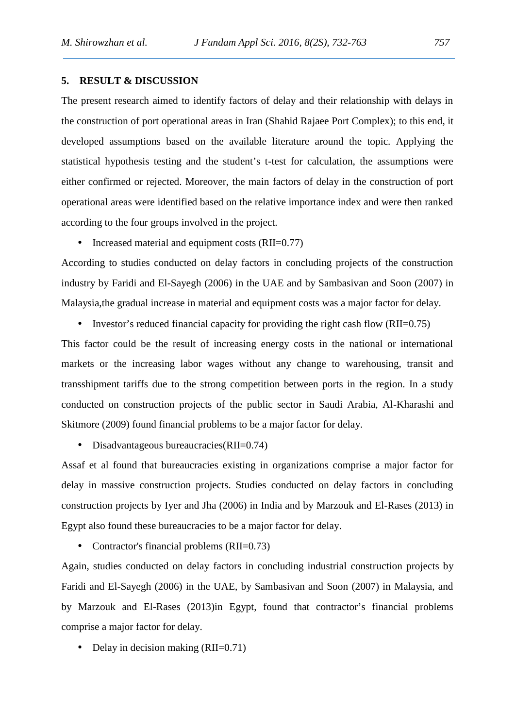## 5. RESULT & DISCUSSION

The present research aimed to identify factors of delay and their relationship with delays in the construction of port operational areas in Iran (Shahid Rajaee Port Complex); to this end, it developed assumptions based on the available literature around the topic. Applying the statistical hypothesis testing and the student's t-test for calculation, the assumptions were either confirmed or rejected. Moreover, the main factors of delay in the construction of port operational areas were identified based on the relative importance index and were then ranked according to the four groups involved in the project.

- Increased material and equipment costs (RII=0.77)

According to studies conducted on delay factors in concluding projects of the construction industry by Faridi and El-Sayegh (2006) in the UAE and by Sambasivan and Soon (2007) in Malaysia,the gradual increase in material and equipment costs was a major factor for delay.

- Investor's reduced financial capacity for providing the right cash flow (RII=0.75)

This factor could be the result of increasing energy costs in the national or international markets or the increasing labor wages without any change to warehousing, transit and transshipment tariffs due to the strong competition between ports in the region. In a study conducted on construction projects of the public sector in Saudi Arabia, Al-Kharashi and Skitmore (2009) found financial problems to be a major factor for delay.

- Disadvantageous bureaucracies(RII=0.74)

Assaf et al found that bureaucracies existing in organizations comprise a major factor for delay in massive construction projects. Studies conducted on delay factors in concluding construction projects by Iyer and Jha (2006) in India and by Marzouk and El-Rases (2013) in Egypt also found these bureaucracies to be a major factor for delay.

- Contractor's financial problems (RII=0.73)

Again, studies conducted on delay factors in concluding industrial construction projects by Faridi and El-Sayegh (2006) in the UAE, by Sambasivan and Soon (2007) in Malaysia, and by Marzouk and El-Rases (2013)in Egypt, found that contractor's financial problems comprise a major factor for delay.

- Delay in decision making (RII=0.71)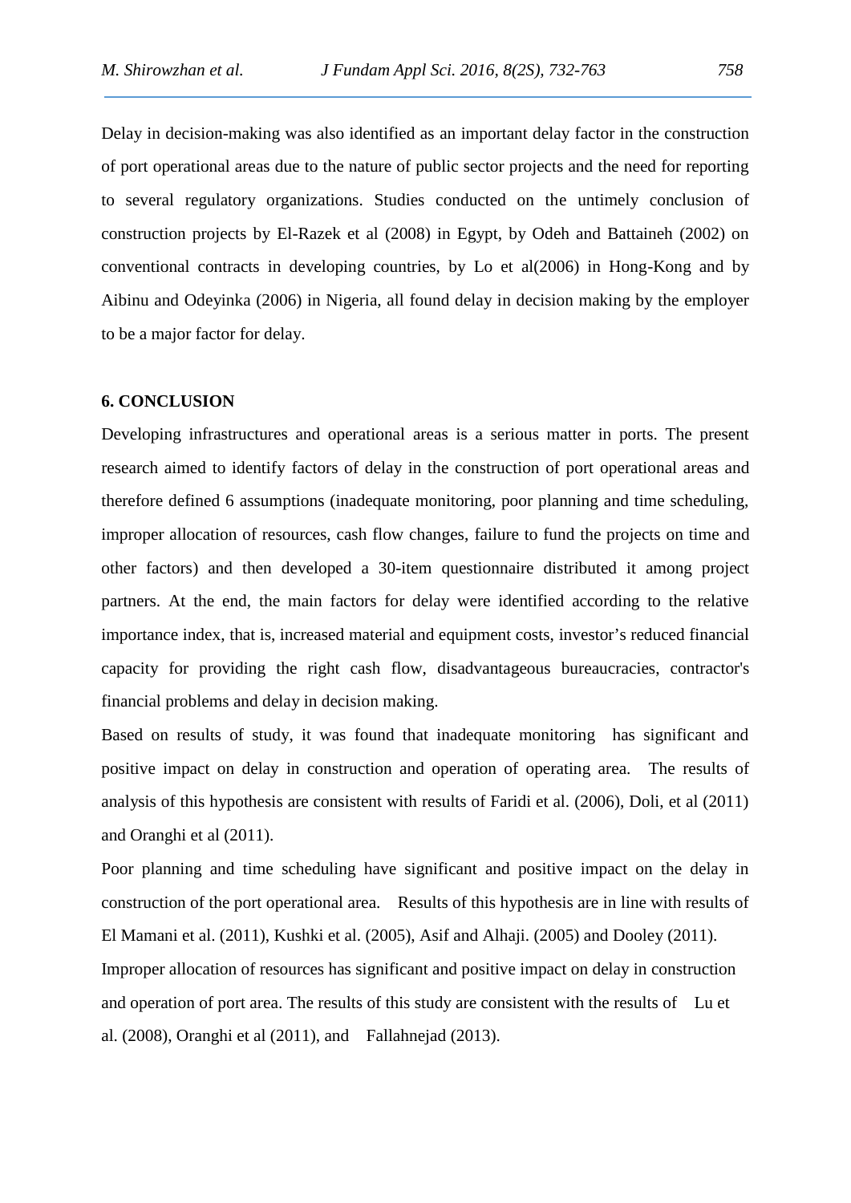Delay in decision-making was also identified as an important delay factor in the construction of port operational areas due to the nature of public sector projects and the need for reporting to several regulatory organizations. Studies conducted on the untimely conclusion of construction projects by El-Razek et al (2008) in Egypt, by Odeh and Battaineh (2002) on conventional contracts in developing countries, by Lo et al(2006) in Hong-Kong and by Aibinu and Odeyinka (2006) in Nigeria, all found delay in decision making by the employer to be a major factor for delay.

## 6. CONCLUSION

Developing infrastructures and operational areas is a serious matter in ports. The present research aimed to identify factors of delay in the construction of port operational areas and therefore defined 6 assumptions (inadequate monitoring, poor planning and time scheduling, improper allocation of resources, cash flow changes, failure to fund the projects on time and other factors) and then developed a 30-item questionnaire distributed it among project partners. At the end, the main factors for delay were identified according to the relative importance index, that is, increased material and equipment costs, investor's reduced financial capacity for providing the right cash flow, disadvantageous bureaucracies, contractor's financial problems and delay in decision making.

Based on results of study, it was found that inadequate monitoring has significant and positive impact on delay in construction and operation of operating area. The results of analysis of this hypothesis are consistent with results of Faridi et al. (2006), Doli, et al (2011) and Oranghi et al (2011).

Poor planning and time scheduling have significant and positive impact on the delay in construction of the port operational area. Results of this hypothesis are in line with results of El Mamani et al. (2011), Kushki et al. (2005), Asif and Alhaji. (2005) and Dooley (2011).

Improper allocation of resources has significant and positive impact on delay in construction and operation of port area. The results of this study are consistent with the results of Lu et al. (2008), Oranghi et al (2011), and Fallahnejad (2013).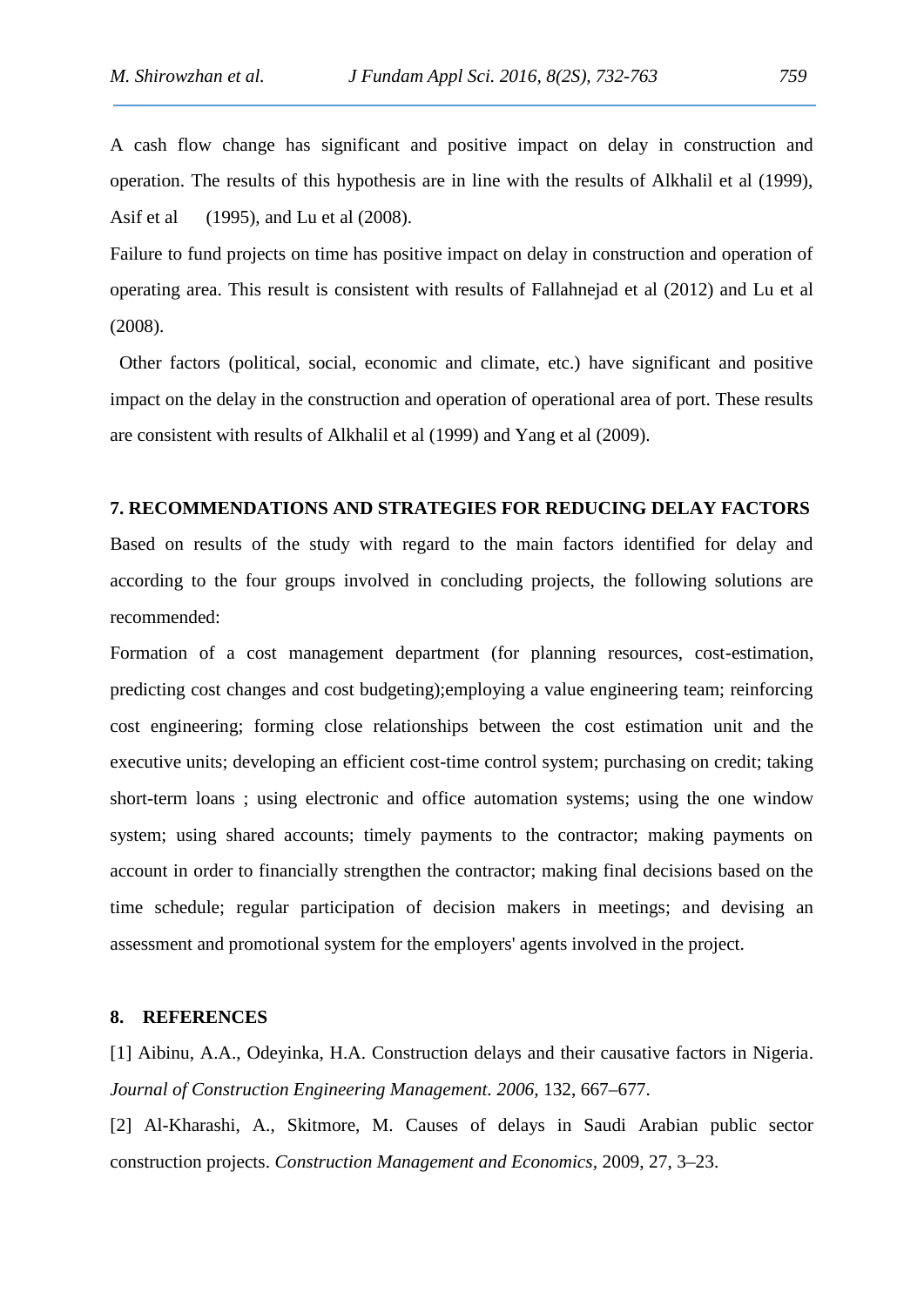A cash flow change has significant and positive impact on delay in construction and operation. The results of this hypothesis are in line with the results of Alkhalil et al (1999), Asif et al (1995), and Lu et al (2008).

Failure to fund projects on time has positive impact on delay in construction and operation of operating area. This result is consistent with results of Fallahnejad et al (2012) and Lu et al (2008).

Other factors (political, social, economic and climate, etc.) have significant and positive impact on the delay in the construction and operation of operational area of port. These results are consistent with results of Alkhalil et al (1999) and Yang et al (2009).

## 7. RECOMMENDATIONS AND STRATEGIES FOR REDUCING DELAY FACTORS

Based on results of the study with regard to the main factors identified for delay and according to the four groups involved in concluding projects, the following solutions are recommended:

Formation of a cost management department (for planning resources, cost-estimation, predicting cost changes and cost budgeting);employing a value engineering team; reinforcing cost engineering; forming close relationships between the cost estimation unit and the executive units; developing an efficient cost-time control system; purchasing on credit; taking short-term loans ; using electronic and office automation systems; using the one window system; using shared accounts; timely payments to the contractor; making payments on account in order to financially strengthen the contractor; making final decisions based on the time schedule; regular participation of decision makers in meetings; and devising an assessment and promotional system for the employers' agents involved in the project.

## 8. REFERENCES

[1] Aibinu, A.A., Odeyinka, H.A. Construction delays and their causative factors in Nigeria. *Journal of Construction Engineering Management. 2006*, 132, 667–677.

[2] Al-Kharashi, A., Skitmore, M. Causes of delays in Saudi Arabian public sector construction projects. *Construction Management and Economics*, 2009, 27, 3–23.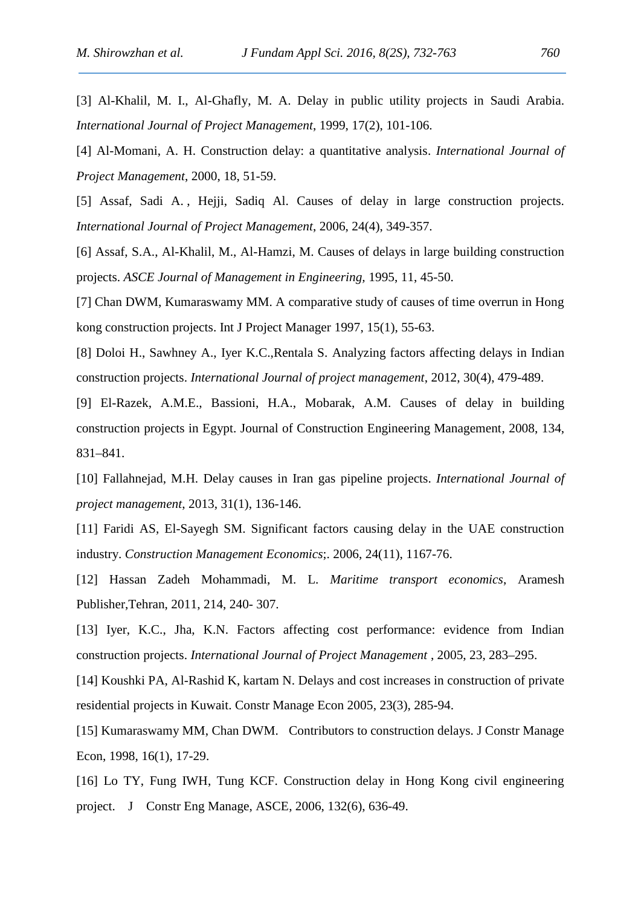[3] Al-Khalil, M. I., Al-Ghafly, M. A. Delay in public utility projects in Saudi Arabia. *International Journal of Project Management*, 1999, 17(2), 101-106.

[4] Al-Momani, A. H. Construction delay: a quantitative analysis. *International Journal of Project Management*, 2000, 18, 51-59.

[5] Assaf, Sadi A. , Hejji, Sadiq Al. Causes of delay in large construction projects. *International Journal of Project Management*, 2006, 24(4), 349-357.

[6] Assaf, S.A., Al-Khalil, M., Al-Hamzi, M. Causes of delays in large building construction projects. *ASCE Journal of Management in Engineering*, 1995, 11, 45-50.

[7] Chan DWM, Kumaraswamy MM. A comparative study of causes of time overrun in Hong kong construction projects. Int J Project Manager 1997, 15(1), 55-63.

[8] Doloi H., Sawhney A., Iyer K.C.,Rentala S. Analyzing factors affecting delays in Indian construction projects. *International Journal of project management*, 2012, 30(4), 479-489.

[9] El-Razek, A.M.E., Bassioni, H.A., Mobarak, A.M. Causes of delay in building construction projects in Egypt. Journal of Construction Engineering Management, 2008, 134, 831–841.

[10] Fallahnejad, M.H. Delay causes in Iran gas pipeline projects. *International Journal of project management*, 2013, 31(1), 136-146.

[11] Faridi AS, El-Sayegh SM. Significant factors causing delay in the UAE construction industry. *Construction Management Economics*;. 2006, 24(11), 1167-76.

[12] Hassan Zadeh Mohammadi, M. L. *Maritime transport economics*, Aramesh Publisher,Tehran, 2011, 214, 240- 307.

[13] Iyer, K.C., Jha, K.N. Factors affecting cost performance: evidence from Indian construction projects. *International Journal of Project Management* , 2005, 23, 283–295.

[14] Koushki PA, Al-Rashid K, kartam N. Delays and cost increases in construction of private residential projects in Kuwait. Constr Manage Econ 2005, 23(3), 285-94.

[15] Kumaraswamy MM, Chan DWM. Contributors to construction delays. J Constr Manage Econ, 1998, 16(1), 17-29.

[16] Lo TY, Fung IWH, Tung KCF. Construction delay in Hong Kong civil engineering project. J Constr Eng Manage, ASCE, 2006, 132(6), 636-49.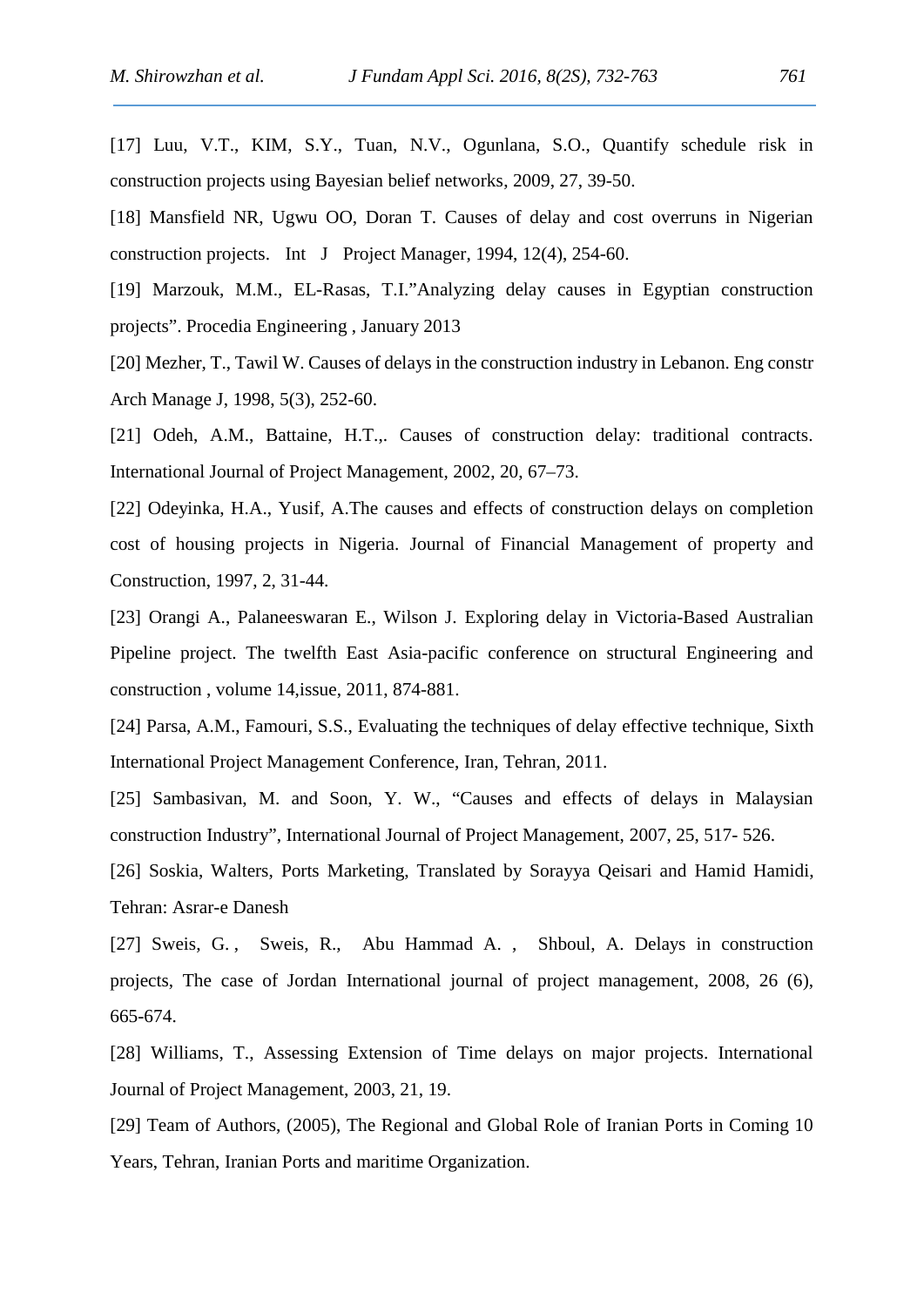[17] Luu, V.T., KIM, S.Y., Tuan, N.V., Ogunlana, S.O., Quantify schedule risk in construction projects using Bayesian belief networks, 2009, 27, 39-50.

[18] Mansfield NR, Ugwu OO, Doran T. Causes of delay and cost overruns in Nigerian construction projects. Int J Project Manager, 1994, 12(4), 254-60.

[19] Marzouk, M.M., EL-Rasas, T.I.”Analyzing delay causes in Egyptian construction projects”. Procedia Engineering , January 2013

[20] Mezher, T., Tawil W. Causes of delays in the construction industry in Lebanon. Eng constr Arch Manage J, 1998, 5(3), 252-60.

[21] Odeh, A.M., Battaine, H.T.,. Causes of construction delay: traditional contracts. International Journal of Project Management, 2002, 20, 67–73.

[22] Odeyinka, H.A., Yusif, A.The causes and effects of construction delays on completion cost of housing projects in Nigeria. Journal of Financial Management of property and Construction, 1997, 2, 31-44.

[23] Orangi A., Palaneeswaran E., Wilson J. Exploring delay in Victoria-Based Australian Pipeline project. The twelfth East Asia-pacific conference on structural Engineering and construction , volume 14,issue, 2011, 874-881.

[24] Parsa, A.M., Famouri, S.S., Evaluating the techniques of delay effective technique, Sixth International Project Management Conference, Iran, Tehran, 2011.

[25] Sambasivan, M. and Soon, Y. W., “Causes and effects of delays in Malaysian construction Industry”, International Journal of Project Management, 2007, 25, 517- 526.

[26] Soskia, Walters, Ports Marketing, Translated by Sorayya Qeisari and Hamid Hamidi, Tehran: Asrar-e Danesh

[27] Sweis, G. , Sweis, R., Abu Hammad A. , Shboul, A. Delays in construction projects, The case of Jordan International journal of project management, 2008, 26 (6), 665-674.

[28] Williams, T., Assessing Extension of Time delays on major projects. International Journal of Project Management, 2003, 21, 19.

[29] Team of Authors, (2005), The Regional and Global Role of Iranian Ports in Coming 10 Years, Tehran, Iranian Ports and maritime Organization.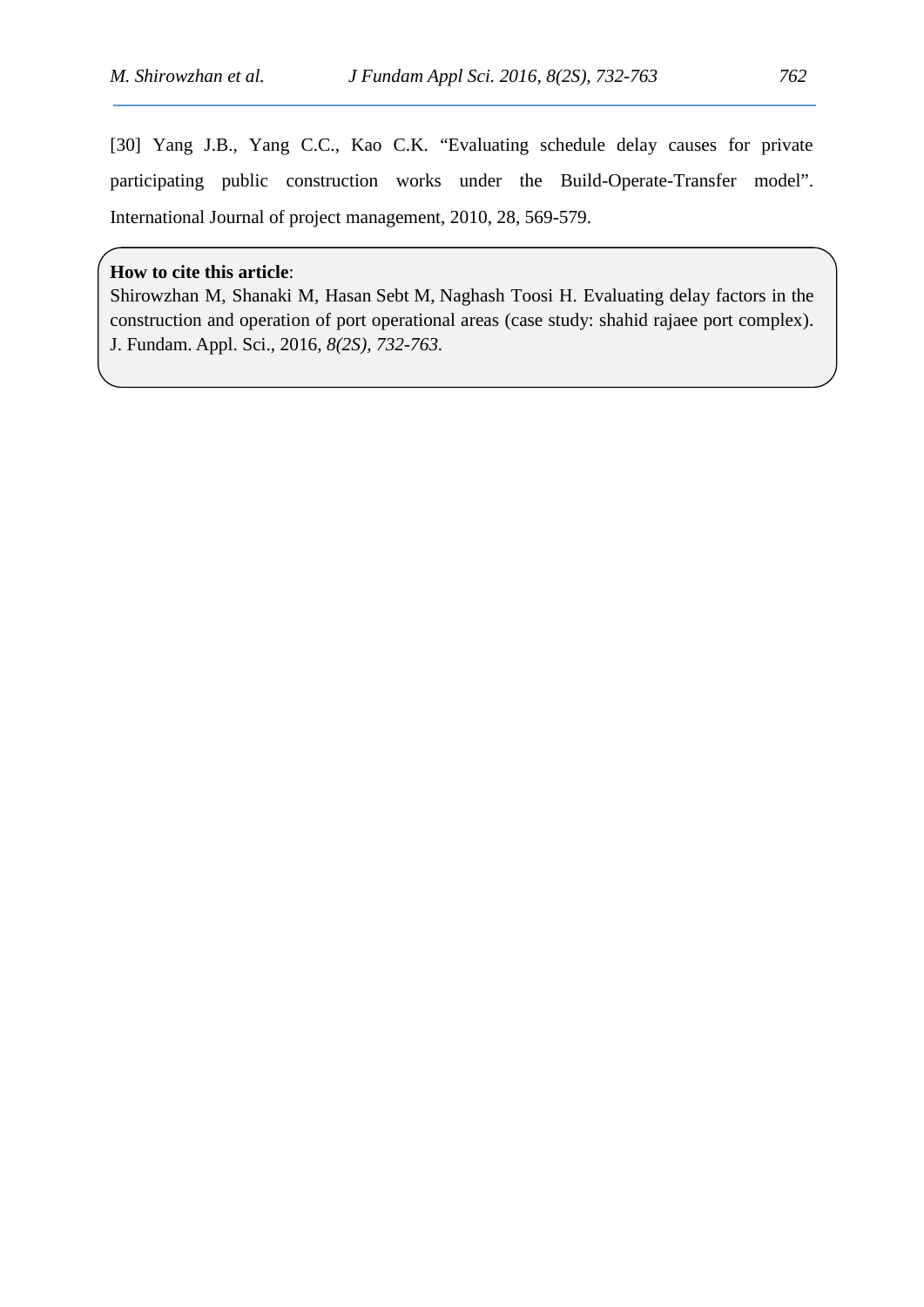[30] Yang J.B., Yang C.C., Kao C.K. “Evaluating schedule delay causes for private participating public construction works under the Build-Operate-Transfer model”. International Journal of project management, 2010, 28, 569-579.

**How to cite this article**:
Shirowzhan M, Shanaki M, Hasan Sebt M, Naghash Toosi H. Evaluating delay factors in the construction and operation of port operational areas (case study: shahid rajaee port complex). J. Fundam. Appl. Sci., 2016, *8(2S), 732-763.*